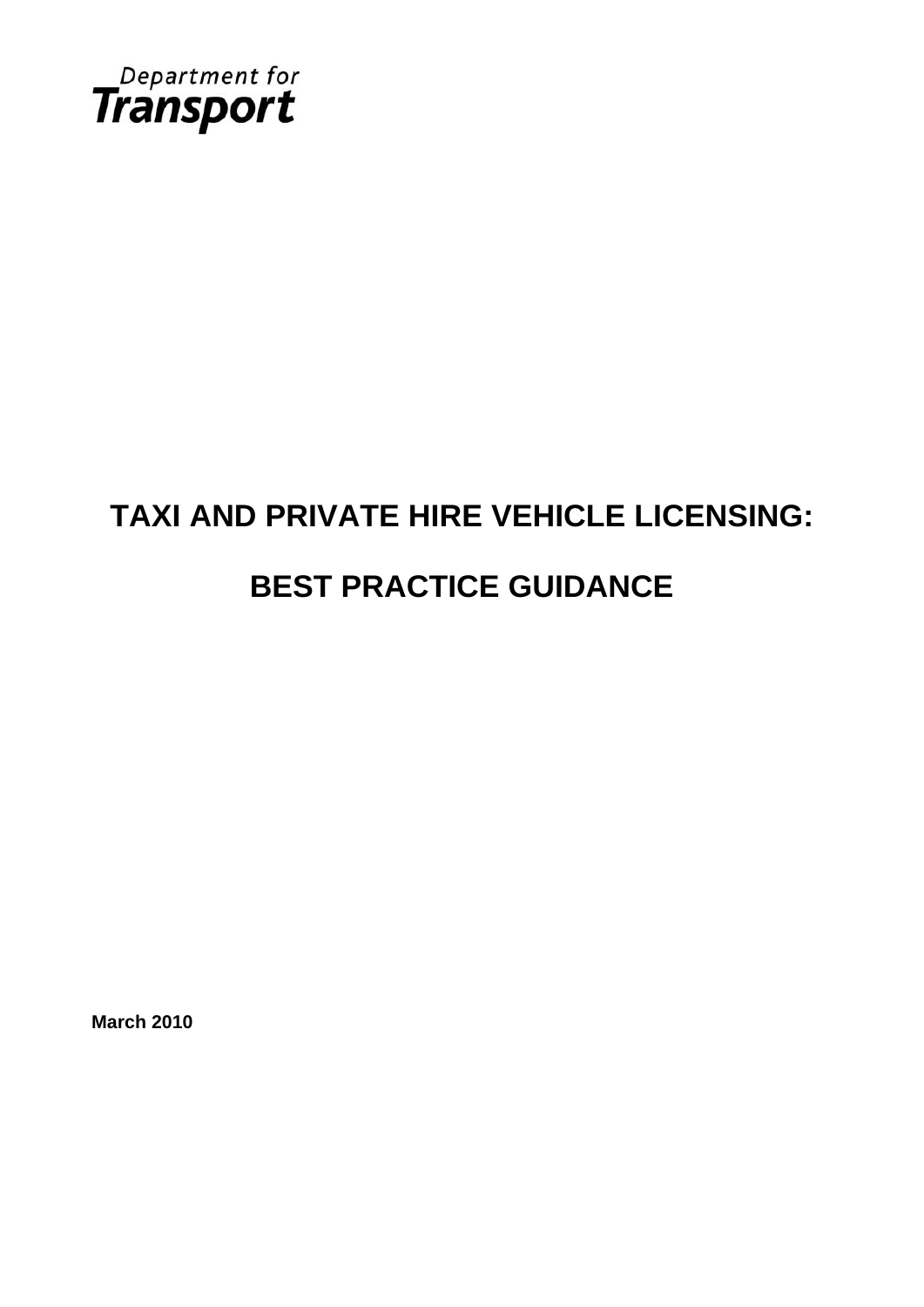Department for Transport

# TAXI AND PRIVATE HIRE VEHICLE LICENSING:

# BEST PRACTICE GUIDANCE

**March 2010**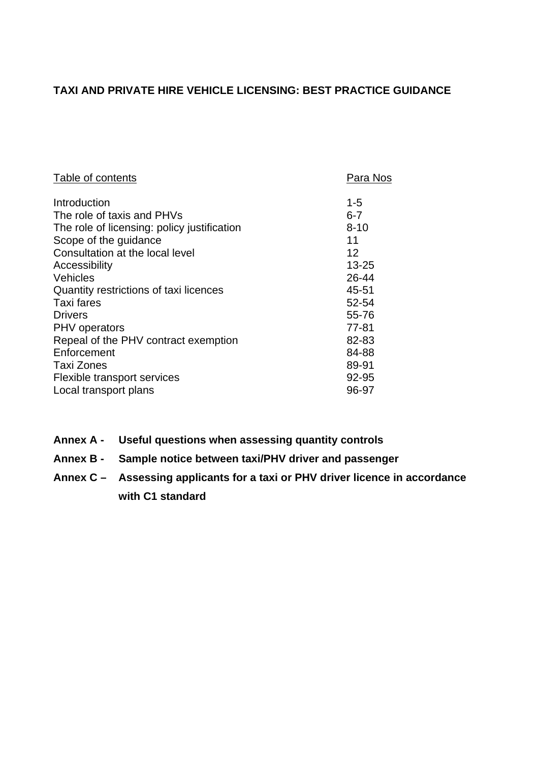# TAXI AND PRIVATE HIRE VEHICLE LICENSING: BEST PRACTICE GUIDANCE

| Table of contents | Para Nos |
| --- | --- |
| Introduction | 1-5 |
| The role of taxis and PHVs | 6-7 |
| The role of licensing: policy justification | 8-10 |
| Scope of the guidance | 11 |
| Consultation at the local level | 12 |
| Accessibility | 13-25 |
| Vehicles | 26-44 |
| Quantity restrictions of taxi licences | 45-51 |
| Taxi fares | 52-54 |
| Drivers | 55-76 |
| PHV operators | 77-81 |
| Repeal of the PHV contract exemption | 82-83 |
| Enforcement | 84-88 |
| Taxi Zones | 89-91 |
| Flexible transport services | 92-95 |
| Local transport plans | 96-97 |

**Annex A - Useful questions when assessing quantity controls**

**Annex B - Sample notice between taxi/PHV driver and passenger**

**Annex C – Assessing applicants for a taxi or PHV driver licence in accordance with C1 standard**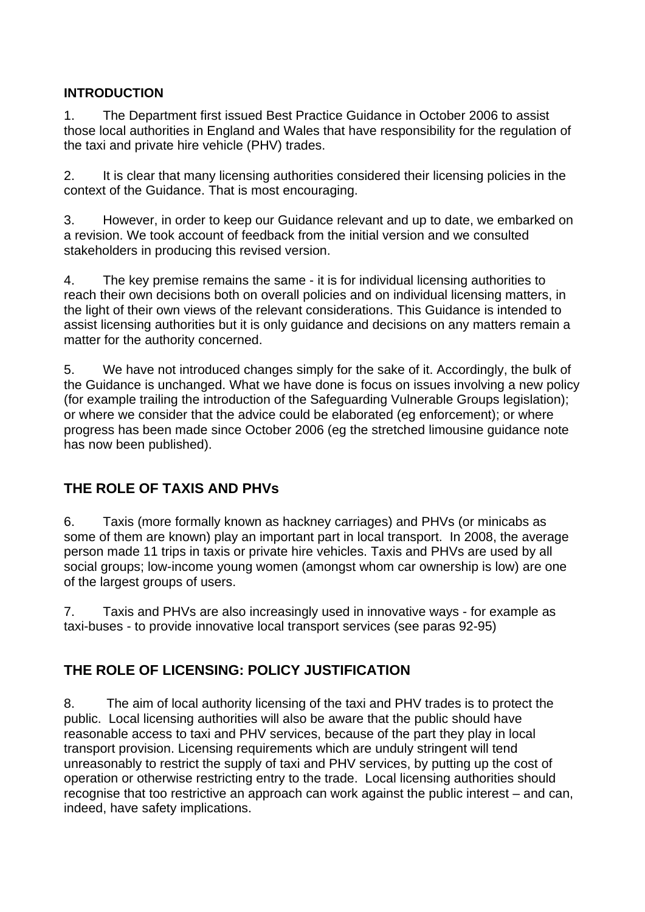## INTRODUCTION

1. The Department first issued Best Practice Guidance in October 2006 to assist those local authorities in England and Wales that have responsibility for the regulation of the taxi and private hire vehicle (PHV) trades.

2. It is clear that many licensing authorities considered their licensing policies in the context of the Guidance. That is most encouraging.

3. However, in order to keep our Guidance relevant and up to date, we embarked on a revision. We took account of feedback from the initial version and we consulted stakeholders in producing this revised version.

4. The key premise remains the same - it is for individual licensing authorities to reach their own decisions both on overall policies and on individual licensing matters, in the light of their own views of the relevant considerations. This Guidance is intended to assist licensing authorities but it is only guidance and decisions on any matters remain a matter for the authority concerned.

5. We have not introduced changes simply for the sake of it. Accordingly, the bulk of the Guidance is unchanged. What we have done is focus on issues involving a new policy (for example trailing the introduction of the Safeguarding Vulnerable Groups legislation); or where we consider that the advice could be elaborated (eg enforcement); or where progress has been made since October 2006 (eg the stretched limousine guidance note has now been published).

## THE ROLE OF TAXIS AND PHVs

6. Taxis (more formally known as hackney carriages) and PHVs (or minicabs as some of them are known) play an important part in local transport. In 2008, the average person made 11 trips in taxis or private hire vehicles. Taxis and PHVs are used by all social groups; low-income young women (amongst whom car ownership is low) are one of the largest groups of users.

7. Taxis and PHVs are also increasingly used in innovative ways - for example as taxi-buses - to provide innovative local transport services (see paras 92-95)

## THE ROLE OF LICENSING: POLICY JUSTIFICATION

8. The aim of local authority licensing of the taxi and PHV trades is to protect the public. Local licensing authorities will also be aware that the public should have reasonable access to taxi and PHV services, because of the part they play in local transport provision. Licensing requirements which are unduly stringent will tend unreasonably to restrict the supply of taxi and PHV services, by putting up the cost of operation or otherwise restricting entry to the trade. Local licensing authorities should recognise that too restrictive an approach can work against the public interest – and can, indeed, have safety implications.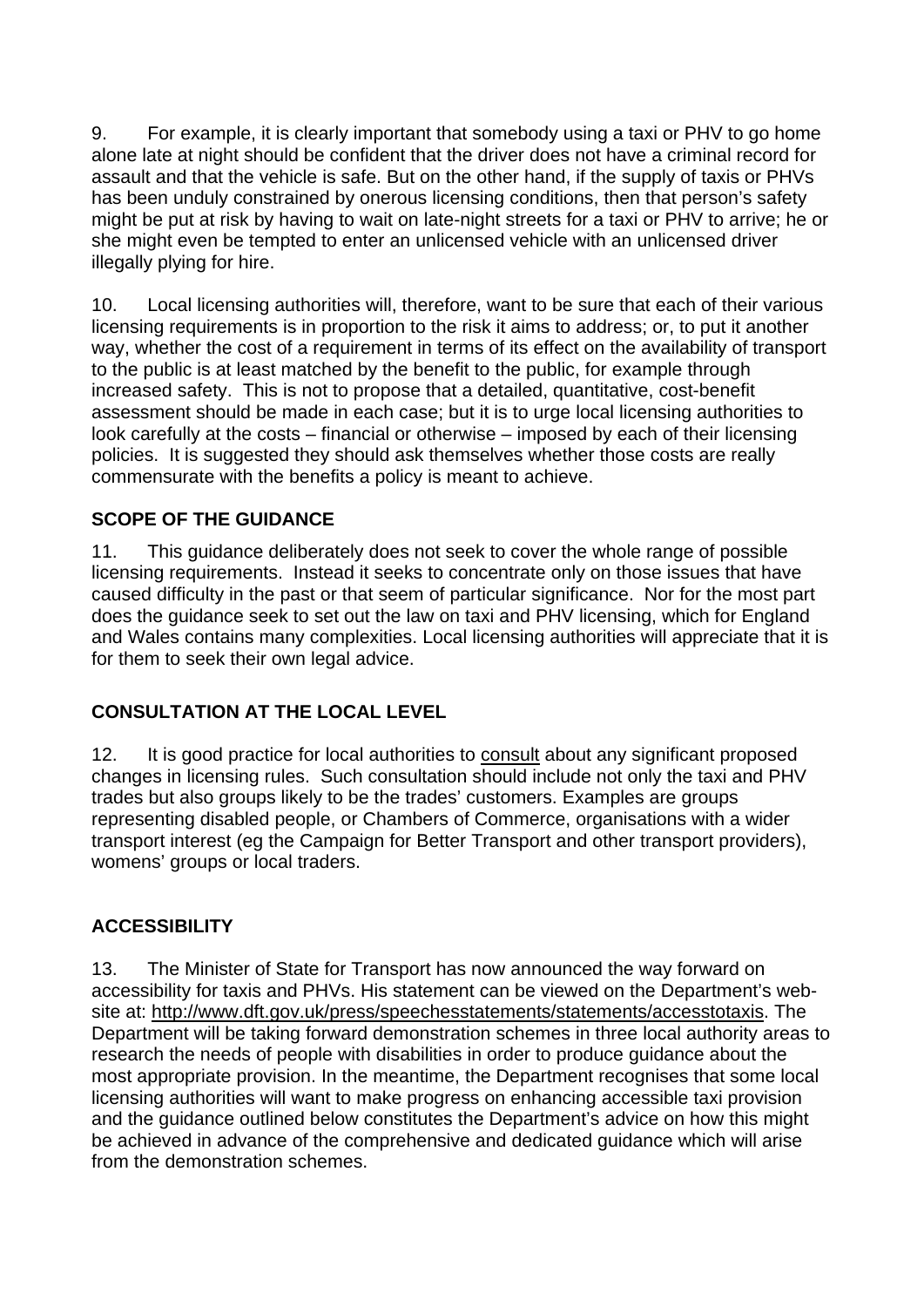9. For example, it is clearly important that somebody using a taxi or PHV to go home alone late at night should be confident that the driver does not have a criminal record for assault and that the vehicle is safe. But on the other hand, if the supply of taxis or PHVs has been unduly constrained by onerous licensing conditions, then that person's safety might be put at risk by having to wait on late-night streets for a taxi or PHV to arrive; he or she might even be tempted to enter an unlicensed vehicle with an unlicensed driver illegally plying for hire.

10. Local licensing authorities will, therefore, want to be sure that each of their various licensing requirements is in proportion to the risk it aims to address; or, to put it another way, whether the cost of a requirement in terms of its effect on the availability of transport to the public is at least matched by the benefit to the public, for example through increased safety. This is not to propose that a detailed, quantitative, cost-benefit assessment should be made in each case; but it is to urge local licensing authorities to look carefully at the costs – financial or otherwise – imposed by each of their licensing policies. It is suggested they should ask themselves whether those costs are really commensurate with the benefits a policy is meant to achieve.

## SCOPE OF THE GUIDANCE

11. This guidance deliberately does not seek to cover the whole range of possible licensing requirements. Instead it seeks to concentrate only on those issues that have caused difficulty in the past or that seem of particular significance. Nor for the most part does the guidance seek to set out the law on taxi and PHV licensing, which for England and Wales contains many complexities. Local licensing authorities will appreciate that it is for them to seek their own legal advice.

## CONSULTATION AT THE LOCAL LEVEL

12. It is good practice for local authorities to consult about any significant proposed changes in licensing rules. Such consultation should include not only the taxi and PHV trades but also groups likely to be the trades' customers. Examples are groups representing disabled people, or Chambers of Commerce, organisations with a wider transport interest (eg the Campaign for Better Transport and other transport providers), womens' groups or local traders.

## ACCESSIBILITY

13. The Minister of State for Transport has now announced the way forward on accessibility for taxis and PHVs. His statement can be viewed on the Department's web-site at: http://www.dft.gov.uk/press/speechesstatements/statements/accesstotaxis. The Department will be taking forward demonstration schemes in three local authority areas to research the needs of people with disabilities in order to produce guidance about the most appropriate provision. In the meantime, the Department recognises that some local licensing authorities will want to make progress on enhancing accessible taxi provision and the guidance outlined below constitutes the Department's advice on how this might be achieved in advance of the comprehensive and dedicated guidance which will arise from the demonstration schemes.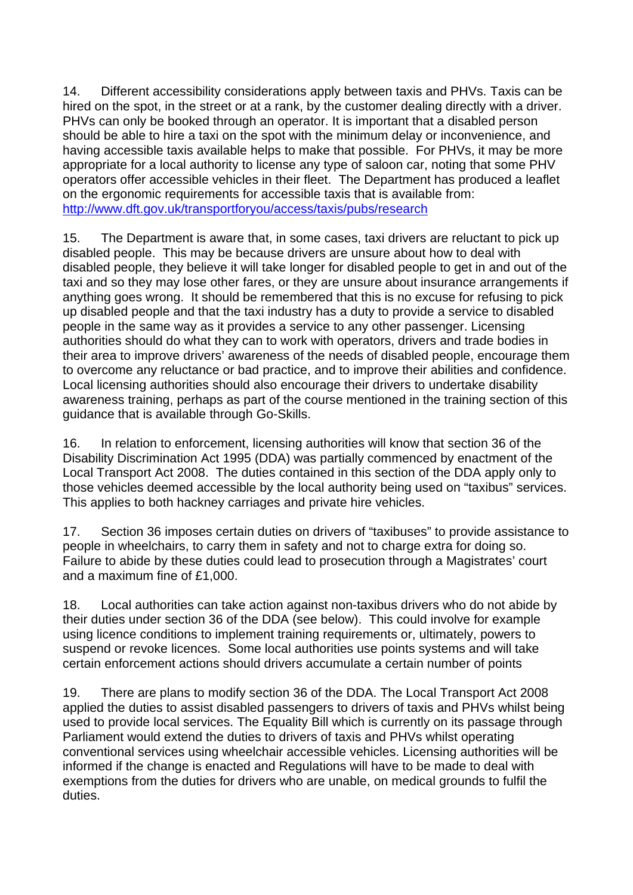14. Different accessibility considerations apply between taxis and PHVs. Taxis can be hired on the spot, in the street or at a rank, by the customer dealing directly with a driver. PHVs can only be booked through an operator. It is important that a disabled person should be able to hire a taxi on the spot with the minimum delay or inconvenience, and having accessible taxis available helps to make that possible. For PHVs, it may be more appropriate for a local authority to license any type of saloon car, noting that some PHV operators offer accessible vehicles in their fleet. The Department has produced a leaflet on the ergonomic requirements for accessible taxis that is available from: http://www.dft.gov.uk/transportforyou/access/taxis/pubs/research

15. The Department is aware that, in some cases, taxi drivers are reluctant to pick up disabled people. This may be because drivers are unsure about how to deal with disabled people, they believe it will take longer for disabled people to get in and out of the taxi and so they may lose other fares, or they are unsure about insurance arrangements if anything goes wrong. It should be remembered that this is no excuse for refusing to pick up disabled people and that the taxi industry has a duty to provide a service to disabled people in the same way as it provides a service to any other passenger. Licensing authorities should do what they can to work with operators, drivers and trade bodies in their area to improve drivers' awareness of the needs of disabled people, encourage them to overcome any reluctance or bad practice, and to improve their abilities and confidence. Local licensing authorities should also encourage their drivers to undertake disability awareness training, perhaps as part of the course mentioned in the training section of this guidance that is available through Go-Skills.

16. In relation to enforcement, licensing authorities will know that section 36 of the Disability Discrimination Act 1995 (DDA) was partially commenced by enactment of the Local Transport Act 2008. The duties contained in this section of the DDA apply only to those vehicles deemed accessible by the local authority being used on "taxibus" services. This applies to both hackney carriages and private hire vehicles.

17. Section 36 imposes certain duties on drivers of "taxibuses" to provide assistance to people in wheelchairs, to carry them in safety and not to charge extra for doing so. Failure to abide by these duties could lead to prosecution through a Magistrates' court and a maximum fine of £1,000.

18. Local authorities can take action against non-taxibus drivers who do not abide by their duties under section 36 of the DDA (see below). This could involve for example using licence conditions to implement training requirements or, ultimately, powers to suspend or revoke licences. Some local authorities use points systems and will take certain enforcement actions should drivers accumulate a certain number of points

19. There are plans to modify section 36 of the DDA. The Local Transport Act 2008 applied the duties to assist disabled passengers to drivers of taxis and PHVs whilst being used to provide local services. The Equality Bill which is currently on its passage through Parliament would extend the duties to drivers of taxis and PHVs whilst operating conventional services using wheelchair accessible vehicles. Licensing authorities will be informed if the change is enacted and Regulations will have to be made to deal with exemptions from the duties for drivers who are unable, on medical grounds to fulfil the duties.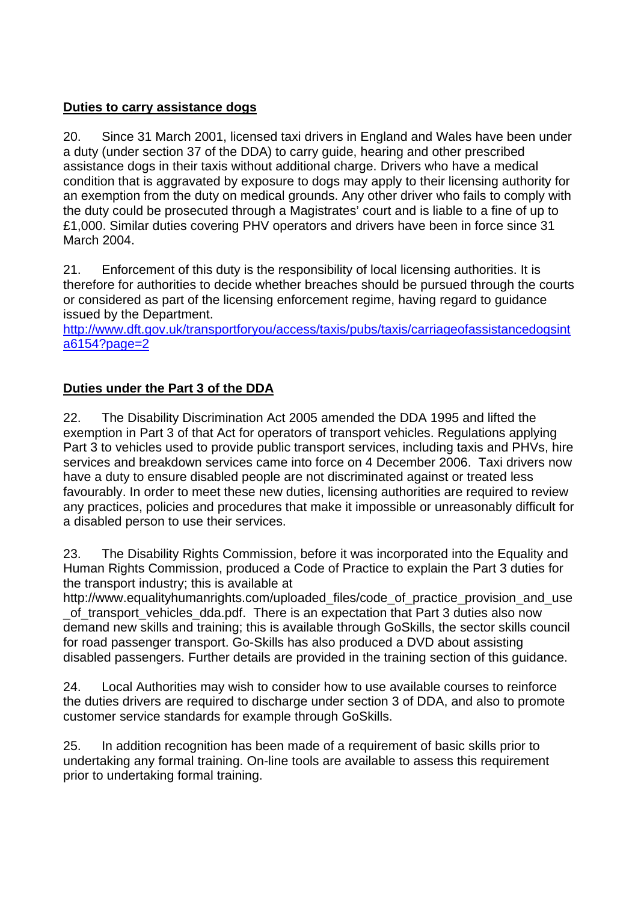**Duties to carry assistance dogs**

20. Since 31 March 2001, licensed taxi drivers in England and Wales have been under a duty (under section 37 of the DDA) to carry guide, hearing and other prescribed assistance dogs in their taxis without additional charge. Drivers who have a medical condition that is aggravated by exposure to dogs may apply to their licensing authority for an exemption from the duty on medical grounds. Any other driver who fails to comply with the duty could be prosecuted through a Magistrates' court and is liable to a fine of up to £1,000. Similar duties covering PHV operators and drivers have been in force since 31 March 2004.

21. Enforcement of this duty is the responsibility of local licensing authorities. It is therefore for authorities to decide whether breaches should be pursued through the courts or considered as part of the licensing enforcement regime, having regard to guidance issued by the Department.
http://www.dft.gov.uk/transportforyou/access/taxis/pubs/taxis/carriageofassistancedogsinta6154?page=2

**Duties under the Part 3 of the DDA**

22. The Disability Discrimination Act 2005 amended the DDA 1995 and lifted the exemption in Part 3 of that Act for operators of transport vehicles. Regulations applying Part 3 to vehicles used to provide public transport services, including taxis and PHVs, hire services and breakdown services came into force on 4 December 2006. Taxi drivers now have a duty to ensure disabled people are not discriminated against or treated less favourably. In order to meet these new duties, licensing authorities are required to review any practices, policies and procedures that make it impossible or unreasonably difficult for a disabled person to use their services.

23. The Disability Rights Commission, before it was incorporated into the Equality and Human Rights Commission, produced a Code of Practice to explain the Part 3 duties for the transport industry; this is available at http://www.equalityhumanrights.com/uploaded_files/code_of_practice_provision_and_use_of_transport_vehicles_dda.pdf. There is an expectation that Part 3 duties also now demand new skills and training; this is available through GoSkills, the sector skills council for road passenger transport. Go-Skills has also produced a DVD about assisting disabled passengers. Further details are provided in the training section of this guidance.

24. Local Authorities may wish to consider how to use available courses to reinforce the duties drivers are required to discharge under section 3 of DDA, and also to promote customer service standards for example through GoSkills.

25. In addition recognition has been made of a requirement of basic skills prior to undertaking any formal training. On-line tools are available to assess this requirement prior to undertaking formal training.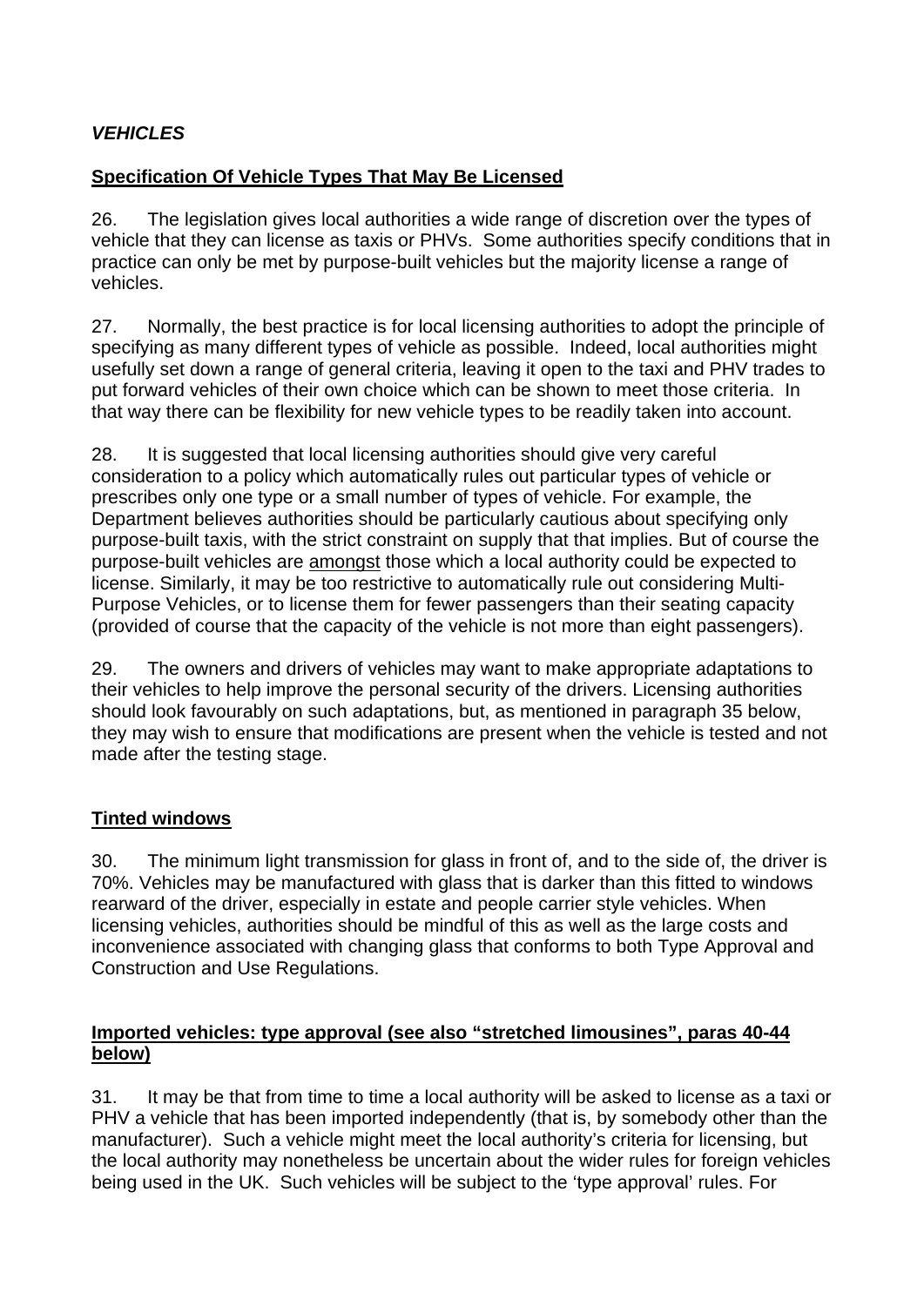## *VEHICLES*

### Specification Of Vehicle Types That May Be Licensed

26. The legislation gives local authorities a wide range of discretion over the types of vehicle that they can license as taxis or PHVs. Some authorities specify conditions that in practice can only be met by purpose-built vehicles but the majority license a range of vehicles.

27. Normally, the best practice is for local licensing authorities to adopt the principle of specifying as many different types of vehicle as possible. Indeed, local authorities might usefully set down a range of general criteria, leaving it open to the taxi and PHV trades to put forward vehicles of their own choice which can be shown to meet those criteria. In that way there can be flexibility for new vehicle types to be readily taken into account.

28. It is suggested that local licensing authorities should give very careful consideration to a policy which automatically rules out particular types of vehicle or prescribes only one type or a small number of types of vehicle. For example, the Department believes authorities should be particularly cautious about specifying only purpose-built taxis, with the strict constraint on supply that that implies. But of course the purpose-built vehicles are amongst those which a local authority could be expected to license. Similarly, it may be too restrictive to automatically rule out considering Multi-Purpose Vehicles, or to license them for fewer passengers than their seating capacity (provided of course that the capacity of the vehicle is not more than eight passengers).

29. The owners and drivers of vehicles may want to make appropriate adaptations to their vehicles to help improve the personal security of the drivers. Licensing authorities should look favourably on such adaptations, but, as mentioned in paragraph 35 below, they may wish to ensure that modifications are present when the vehicle is tested and not made after the testing stage.

### Tinted windows

30. The minimum light transmission for glass in front of, and to the side of, the driver is 70%. Vehicles may be manufactured with glass that is darker than this fitted to windows rearward of the driver, especially in estate and people carrier style vehicles. When licensing vehicles, authorities should be mindful of this as well as the large costs and inconvenience associated with changing glass that conforms to both Type Approval and Construction and Use Regulations.

### Imported vehicles: type approval (see also "stretched limousines", paras 40-44 below)

31. It may be that from time to time a local authority will be asked to license as a taxi or PHV a vehicle that has been imported independently (that is, by somebody other than the manufacturer). Such a vehicle might meet the local authority's criteria for licensing, but the local authority may nonetheless be uncertain about the wider rules for foreign vehicles being used in the UK. Such vehicles will be subject to the 'type approval' rules. For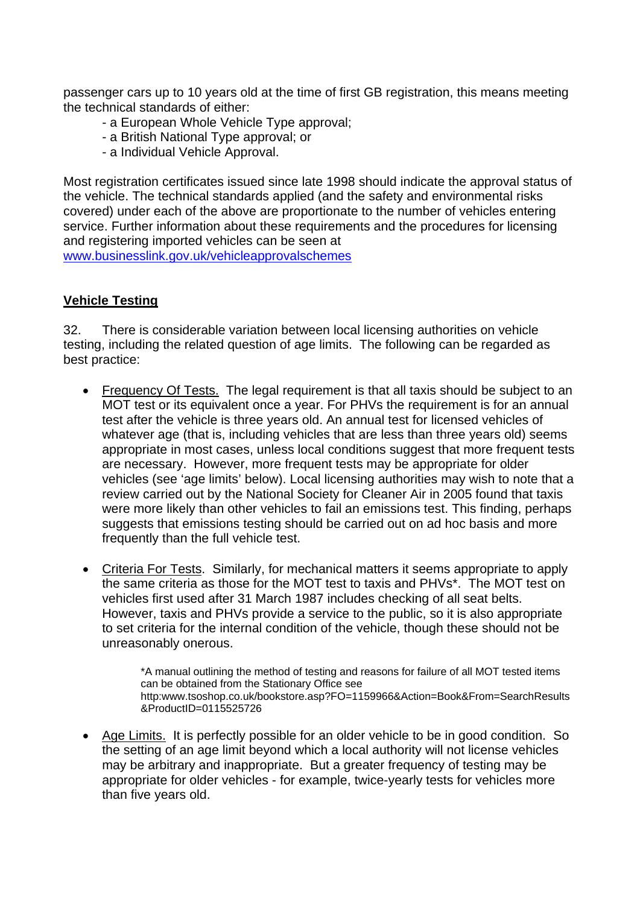passenger cars up to 10 years old at the time of first GB registration, this means meeting the technical standards of either:

- a European Whole Vehicle Type approval;
- a British National Type approval; or
- a Individual Vehicle Approval.

Most registration certificates issued since late 1998 should indicate the approval status of the vehicle. The technical standards applied (and the safety and environmental risks covered) under each of the above are proportionate to the number of vehicles entering service. Further information about these requirements and the procedures for licensing and registering imported vehicles can be seen at [www.businesslink.gov.uk/vehicleapprovalschemes](www.businesslink.gov.uk/vehicleapprovalschemes)

## Vehicle Testing

32. There is considerable variation between local licensing authorities on vehicle testing, including the related question of age limits. The following can be regarded as best practice:

- Frequency Of Tests. The legal requirement is that all taxis should be subject to an MOT test or its equivalent once a year. For PHVs the requirement is for an annual test after the vehicle is three years old. An annual test for licensed vehicles of whatever age (that is, including vehicles that are less than three years old) seems appropriate in most cases, unless local conditions suggest that more frequent tests are necessary. However, more frequent tests may be appropriate for older vehicles (see 'age limits' below). Local licensing authorities may wish to note that a review carried out by the National Society for Cleaner Air in 2005 found that taxis were more likely than other vehicles to fail an emissions test. This finding, perhaps suggests that emissions testing should be carried out on ad hoc basis and more frequently than the full vehicle test.

- Criteria For Tests. Similarly, for mechanical matters it seems appropriate to apply the same criteria as those for the MOT test to taxis and PHVs*. The MOT test on vehicles first used after 31 March 1987 includes checking of all seat belts. However, taxis and PHVs provide a service to the public, so it is also appropriate to set criteria for the internal condition of the vehicle, though these should not be unreasonably onerous.

  *A manual outlining the method of testing and reasons for failure of all MOT tested items can be obtained from the Stationary Office see http:www.tsoshop.co.uk/bookstore.asp?FO=1159966&Action=Book&From=SearchResults&ProductID=0115525726

- Age Limits. It is perfectly possible for an older vehicle to be in good condition. So the setting of an age limit beyond which a local authority will not license vehicles may be arbitrary and inappropriate. But a greater frequency of testing may be appropriate for older vehicles - for example, twice-yearly tests for vehicles more than five years old.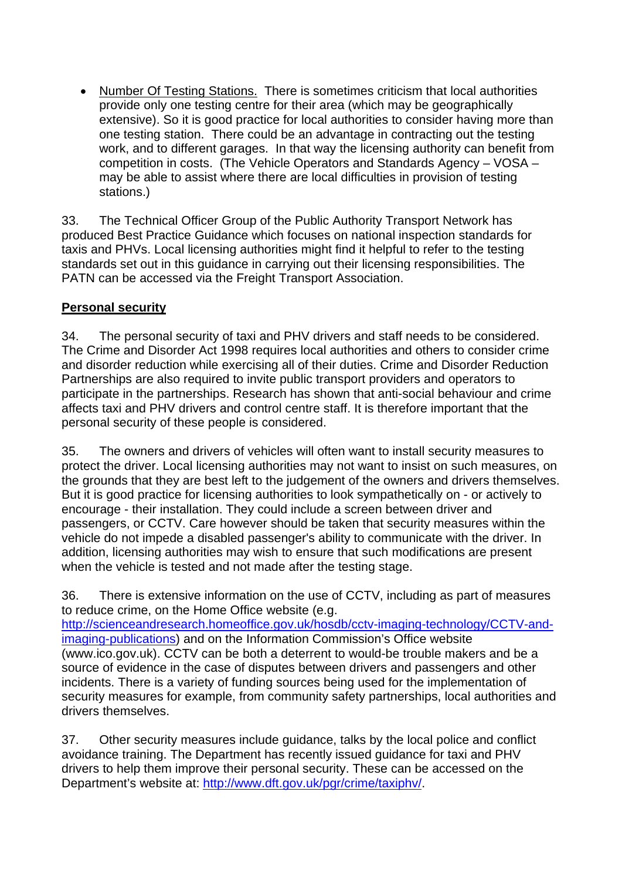- Number Of Testing Stations. There is sometimes criticism that local authorities provide only one testing centre for their area (which may be geographically extensive). So it is good practice for local authorities to consider having more than one testing station. There could be an advantage in contracting out the testing work, and to different garages. In that way the licensing authority can benefit from competition in costs. (The Vehicle Operators and Standards Agency – VOSA – may be able to assist where there are local difficulties in provision of testing stations.)

33. The Technical Officer Group of the Public Authority Transport Network has produced Best Practice Guidance which focuses on national inspection standards for taxis and PHVs. Local licensing authorities might find it helpful to refer to the testing standards set out in this guidance in carrying out their licensing responsibilities. The PATN can be accessed via the Freight Transport Association.

**Personal security**

34. The personal security of taxi and PHV drivers and staff needs to be considered. The Crime and Disorder Act 1998 requires local authorities and others to consider crime and disorder reduction while exercising all of their duties. Crime and Disorder Reduction Partnerships are also required to invite public transport providers and operators to participate in the partnerships. Research has shown that anti-social behaviour and crime affects taxi and PHV drivers and control centre staff. It is therefore important that the personal security of these people is considered.

35. The owners and drivers of vehicles will often want to install security measures to protect the driver. Local licensing authorities may not want to insist on such measures, on the grounds that they are best left to the judgement of the owners and drivers themselves. But it is good practice for licensing authorities to look sympathetically on - or actively to encourage - their installation. They could include a screen between driver and passengers, or CCTV. Care however should be taken that security measures within the vehicle do not impede a disabled passenger's ability to communicate with the driver. In addition, licensing authorities may wish to ensure that such modifications are present when the vehicle is tested and not made after the testing stage.

36. There is extensive information on the use of CCTV, including as part of measures to reduce crime, on the Home Office website (e.g. http://scienceandresearch.homeoffice.gov.uk/hosdb/cctv-imaging-technology/CCTV-and-imaging-publications) and on the Information Commission's Office website (www.ico.gov.uk). CCTV can be both a deterrent to would-be trouble makers and be a source of evidence in the case of disputes between drivers and passengers and other incidents. There is a variety of funding sources being used for the implementation of security measures for example, from community safety partnerships, local authorities and drivers themselves.

37. Other security measures include guidance, talks by the local police and conflict avoidance training. The Department has recently issued guidance for taxi and PHV drivers to help them improve their personal security. These can be accessed on the Department's website at: http://www.dft.gov.uk/pgr/crime/taxiphv/.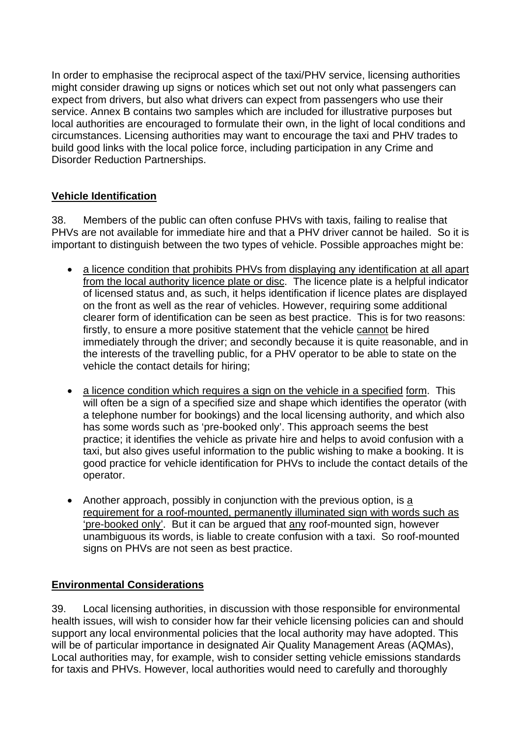In order to emphasise the reciprocal aspect of the taxi/PHV service, licensing authorities might consider drawing up signs or notices which set out not only what passengers can expect from drivers, but also what drivers can expect from passengers who use their service. Annex B contains two samples which are included for illustrative purposes but local authorities are encouraged to formulate their own, in the light of local conditions and circumstances. Licensing authorities may want to encourage the taxi and PHV trades to build good links with the local police force, including participation in any Crime and Disorder Reduction Partnerships.

## Vehicle Identification

38. Members of the public can often confuse PHVs with taxis, failing to realise that PHVs are not available for immediate hire and that a PHV driver cannot be hailed. So it is important to distinguish between the two types of vehicle. Possible approaches might be:

- <u>a licence condition that prohibits PHVs from displaying any identification at all apart from the local authority licence plate or disc</u>. The licence plate is a helpful indicator of licensed status and, as such, it helps identification if licence plates are displayed on the front as well as the rear of vehicles. However, requiring some additional clearer form of identification can be seen as best practice. This is for two reasons: firstly, to ensure a more positive statement that the vehicle <u>cannot</u> be hired immediately through the driver; and secondly because it is quite reasonable, and in the interests of the travelling public, for a PHV operator to be able to state on the vehicle the contact details for hiring;

- <u>a licence condition which requires a sign on the vehicle in a specified form</u>. This will often be a sign of a specified size and shape which identifies the operator (with a telephone number for bookings) and the local licensing authority, and which also has some words such as 'pre-booked only'. This approach seems the best practice; it identifies the vehicle as private hire and helps to avoid confusion with a taxi, but also gives useful information to the public wishing to make a booking. It is good practice for vehicle identification for PHVs to include the contact details of the operator.

- Another approach, possibly in conjunction with the previous option, is <u>a requirement for a roof-mounted, permanently illuminated sign with words such as 'pre-booked only'</u>. But it can be argued that <u>any</u> roof-mounted sign, however unambiguous its words, is liable to create confusion with a taxi. So roof-mounted signs on PHVs are not seen as best practice.

## Environmental Considerations

39. Local licensing authorities, in discussion with those responsible for environmental health issues, will wish to consider how far their vehicle licensing policies can and should support any local environmental policies that the local authority may have adopted. This will be of particular importance in designated Air Quality Management Areas (AQMAs), Local authorities may, for example, wish to consider setting vehicle emissions standards for taxis and PHVs. However, local authorities would need to carefully and thoroughly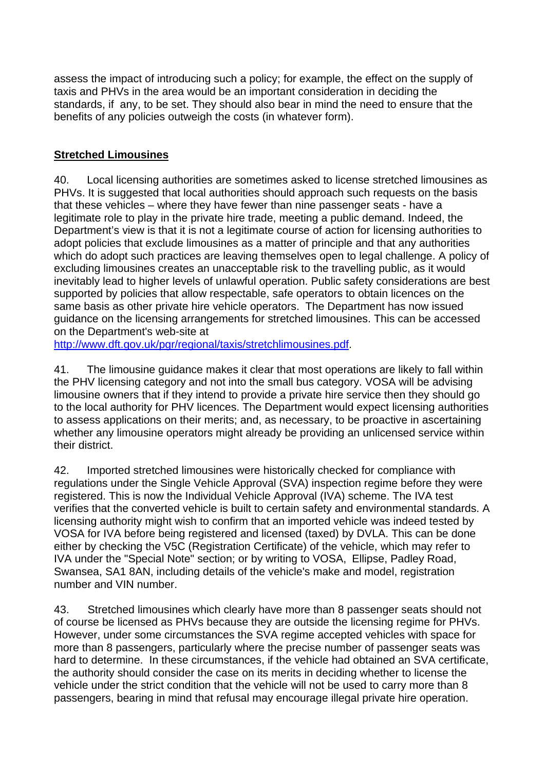assess the impact of introducing such a policy; for example, the effect on the supply of taxis and PHVs in the area would be an important consideration in deciding the standards, if any, to be set. They should also bear in mind the need to ensure that the benefits of any policies outweigh the costs (in whatever form).

**Stretched Limousines**

40. Local licensing authorities are sometimes asked to license stretched limousines as PHVs. It is suggested that local authorities should approach such requests on the basis that these vehicles – where they have fewer than nine passenger seats - have a legitimate role to play in the private hire trade, meeting a public demand. Indeed, the Department's view is that it is not a legitimate course of action for licensing authorities to adopt policies that exclude limousines as a matter of principle and that any authorities which do adopt such practices are leaving themselves open to legal challenge. A policy of excluding limousines creates an unacceptable risk to the travelling public, as it would inevitably lead to higher levels of unlawful operation. Public safety considerations are best supported by policies that allow respectable, safe operators to obtain licences on the same basis as other private hire vehicle operators. The Department has now issued guidance on the licensing arrangements for stretched limousines. This can be accessed on the Department's web-site at http://www.dft.gov.uk/pgr/regional/taxis/stretchlimousines.pdf.

41. The limousine guidance makes it clear that most operations are likely to fall within the PHV licensing category and not into the small bus category. VOSA will be advising limousine owners that if they intend to provide a private hire service then they should go to the local authority for PHV licences. The Department would expect licensing authorities to assess applications on their merits; and, as necessary, to be proactive in ascertaining whether any limousine operators might already be providing an unlicensed service within their district.

42. Imported stretched limousines were historically checked for compliance with regulations under the Single Vehicle Approval (SVA) inspection regime before they were registered. This is now the Individual Vehicle Approval (IVA) scheme. The IVA test verifies that the converted vehicle is built to certain safety and environmental standards. A licensing authority might wish to confirm that an imported vehicle was indeed tested by VOSA for IVA before being registered and licensed (taxed) by DVLA. This can be done either by checking the V5C (Registration Certificate) of the vehicle, which may refer to IVA under the "Special Note" section; or by writing to VOSA, Ellipse, Padley Road, Swansea, SA1 8AN, including details of the vehicle's make and model, registration number and VIN number.

43. Stretched limousines which clearly have more than 8 passenger seats should not of course be licensed as PHVs because they are outside the licensing regime for PHVs. However, under some circumstances the SVA regime accepted vehicles with space for more than 8 passengers, particularly where the precise number of passenger seats was hard to determine. In these circumstances, if the vehicle had obtained an SVA certificate, the authority should consider the case on its merits in deciding whether to license the vehicle under the strict condition that the vehicle will not be used to carry more than 8 passengers, bearing in mind that refusal may encourage illegal private hire operation.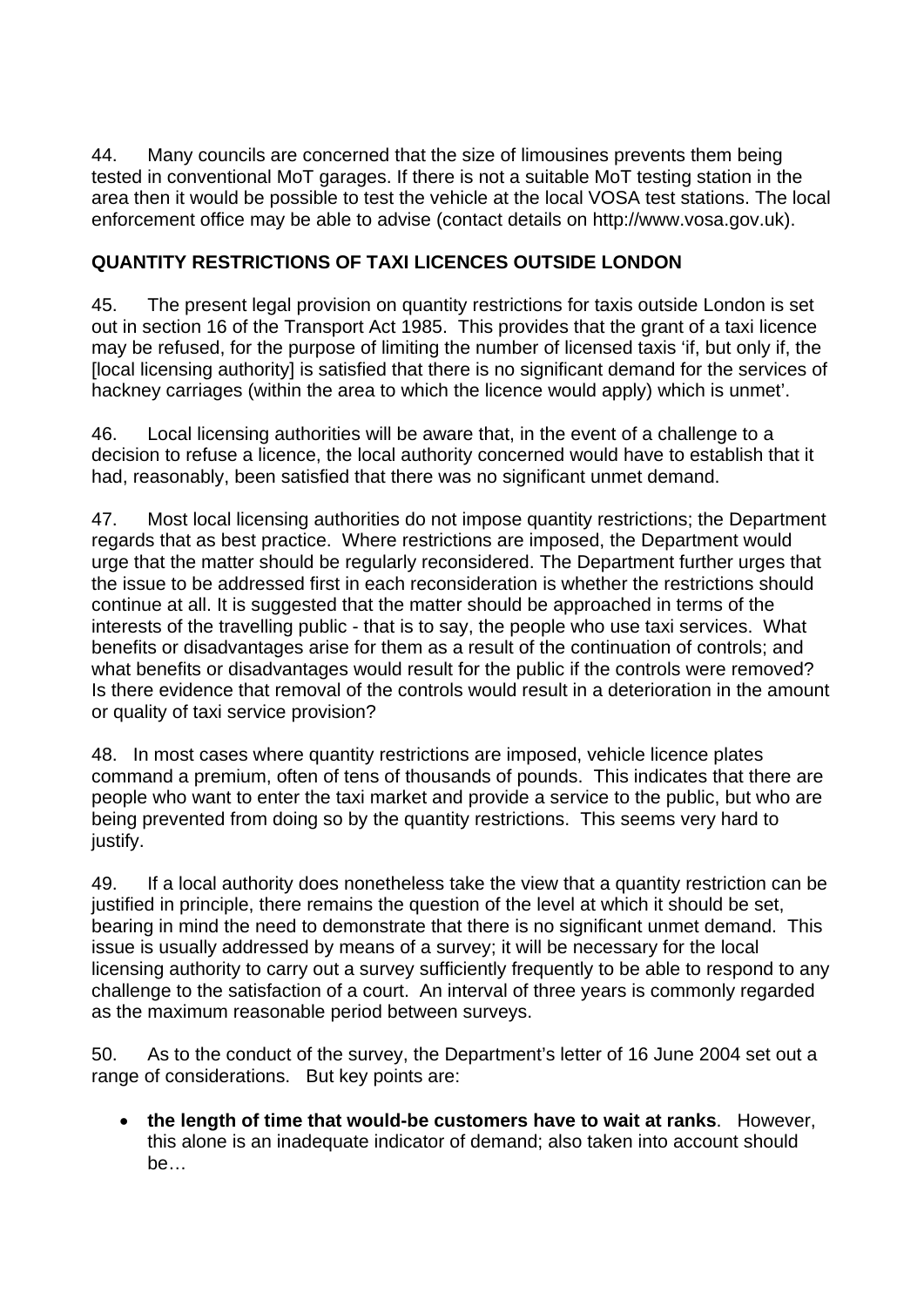44. Many councils are concerned that the size of limousines prevents them being tested in conventional MoT garages. If there is not a suitable MoT testing station in the area then it would be possible to test the vehicle at the local VOSA test stations. The local enforcement office may be able to advise (contact details on http://www.vosa.gov.uk).

**QUANTITY RESTRICTIONS OF TAXI LICENCES OUTSIDE LONDON**

45. The present legal provision on quantity restrictions for taxis outside London is set out in section 16 of the Transport Act 1985. This provides that the grant of a taxi licence may be refused, for the purpose of limiting the number of licensed taxis 'if, but only if, the [local licensing authority] is satisfied that there is no significant demand for the services of hackney carriages (within the area to which the licence would apply) which is unmet'.

46. Local licensing authorities will be aware that, in the event of a challenge to a decision to refuse a licence, the local authority concerned would have to establish that it had, reasonably, been satisfied that there was no significant unmet demand.

47. Most local licensing authorities do not impose quantity restrictions; the Department regards that as best practice. Where restrictions are imposed, the Department would urge that the matter should be regularly reconsidered. The Department further urges that the issue to be addressed first in each reconsideration is whether the restrictions should continue at all. It is suggested that the matter should be approached in terms of the interests of the travelling public - that is to say, the people who use taxi services. What benefits or disadvantages arise for them as a result of the continuation of controls; and what benefits or disadvantages would result for the public if the controls were removed? Is there evidence that removal of the controls would result in a deterioration in the amount or quality of taxi service provision?

48. In most cases where quantity restrictions are imposed, vehicle licence plates command a premium, often of tens of thousands of pounds. This indicates that there are people who want to enter the taxi market and provide a service to the public, but who are being prevented from doing so by the quantity restrictions. This seems very hard to justify.

49. If a local authority does nonetheless take the view that a quantity restriction can be justified in principle, there remains the question of the level at which it should be set, bearing in mind the need to demonstrate that there is no significant unmet demand. This issue is usually addressed by means of a survey; it will be necessary for the local licensing authority to carry out a survey sufficiently frequently to be able to respond to any challenge to the satisfaction of a court. An interval of three years is commonly regarded as the maximum reasonable period between surveys.

50. As to the conduct of the survey, the Department's letter of 16 June 2004 set out a range of considerations. But key points are:

- **the length of time that would-be customers have to wait at ranks**. However, this alone is an inadequate indicator of demand; also taken into account should be…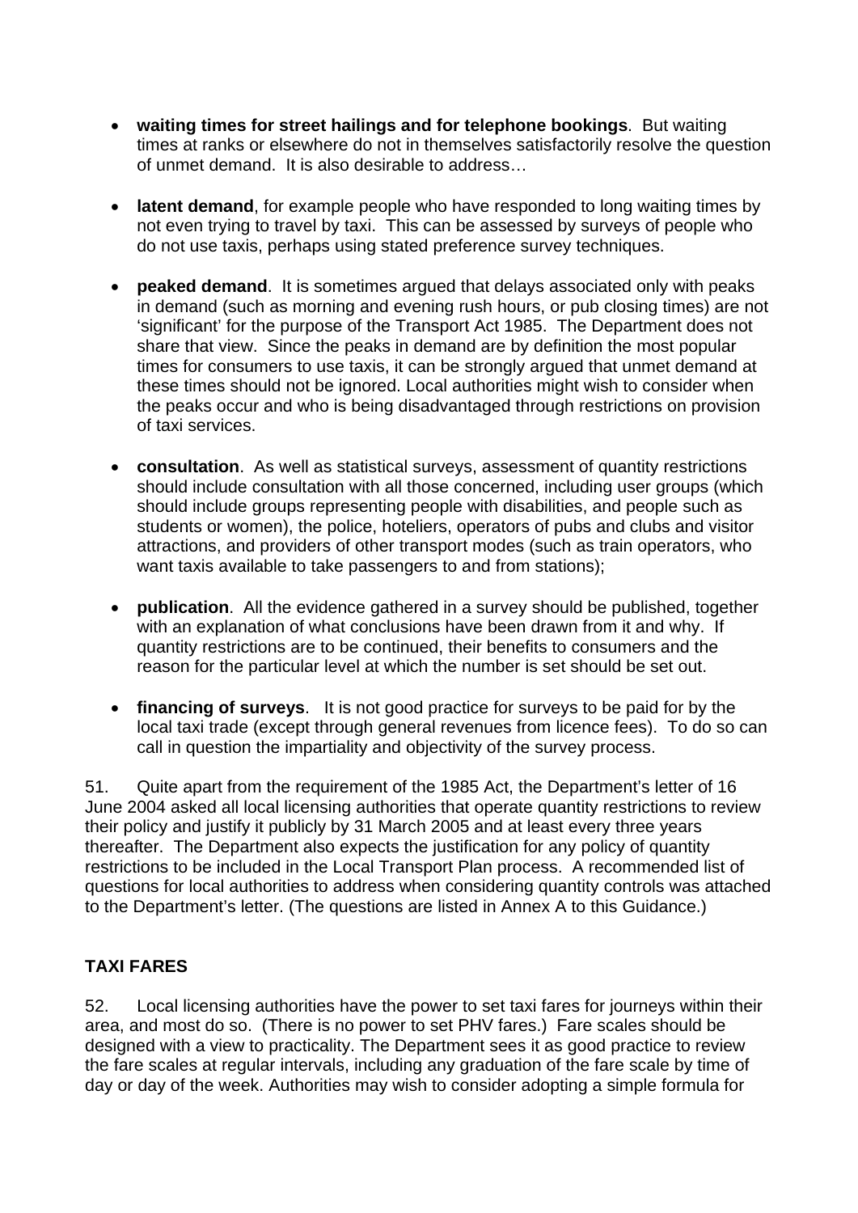- **waiting times for street hailings and for telephone bookings**. But waiting times at ranks or elsewhere do not in themselves satisfactorily resolve the question of unmet demand. It is also desirable to address…

- **latent demand**, for example people who have responded to long waiting times by not even trying to travel by taxi. This can be assessed by surveys of people who do not use taxis, perhaps using stated preference survey techniques.

- **peaked demand**. It is sometimes argued that delays associated only with peaks in demand (such as morning and evening rush hours, or pub closing times) are not 'significant' for the purpose of the Transport Act 1985. The Department does not share that view. Since the peaks in demand are by definition the most popular times for consumers to use taxis, it can be strongly argued that unmet demand at these times should not be ignored. Local authorities might wish to consider when the peaks occur and who is being disadvantaged through restrictions on provision of taxi services.

- **consultation**. As well as statistical surveys, assessment of quantity restrictions should include consultation with all those concerned, including user groups (which should include groups representing people with disabilities, and people such as students or women), the police, hoteliers, operators of pubs and clubs and visitor attractions, and providers of other transport modes (such as train operators, who want taxis available to take passengers to and from stations);

- **publication**. All the evidence gathered in a survey should be published, together with an explanation of what conclusions have been drawn from it and why. If quantity restrictions are to be continued, their benefits to consumers and the reason for the particular level at which the number is set should be set out.

- **financing of surveys**. It is not good practice for surveys to be paid for by the local taxi trade (except through general revenues from licence fees). To do so can call in question the impartiality and objectivity of the survey process.

51. Quite apart from the requirement of the 1985 Act, the Department's letter of 16 June 2004 asked all local licensing authorities that operate quantity restrictions to review their policy and justify it publicly by 31 March 2005 and at least every three years thereafter. The Department also expects the justification for any policy of quantity restrictions to be included in the Local Transport Plan process. A recommended list of questions for local authorities to address when considering quantity controls was attached to the Department's letter. (The questions are listed in Annex A to this Guidance.)

## TAXI FARES

52. Local licensing authorities have the power to set taxi fares for journeys within their area, and most do so. (There is no power to set PHV fares.) Fare scales should be designed with a view to practicality. The Department sees it as good practice to review the fare scales at regular intervals, including any graduation of the fare scale by time of day or day of the week. Authorities may wish to consider adopting a simple formula for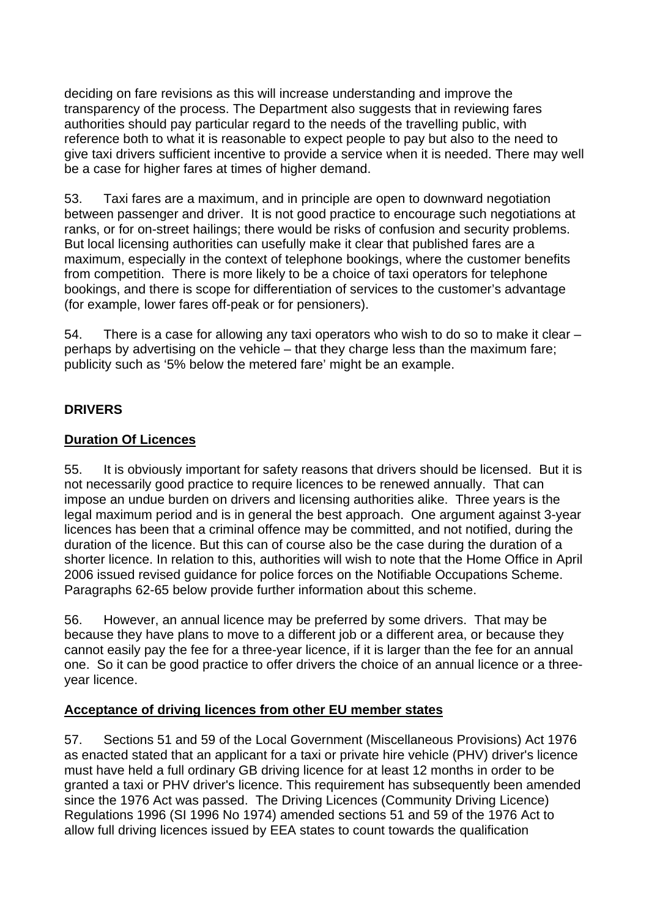deciding on fare revisions as this will increase understanding and improve the transparency of the process. The Department also suggests that in reviewing fares authorities should pay particular regard to the needs of the travelling public, with reference both to what it is reasonable to expect people to pay but also to the need to give taxi drivers sufficient incentive to provide a service when it is needed. There may well be a case for higher fares at times of higher demand.

53. Taxi fares are a maximum, and in principle are open to downward negotiation between passenger and driver. It is not good practice to encourage such negotiations at ranks, or for on-street hailings; there would be risks of confusion and security problems. But local licensing authorities can usefully make it clear that published fares are a maximum, especially in the context of telephone bookings, where the customer benefits from competition. There is more likely to be a choice of taxi operators for telephone bookings, and there is scope for differentiation of services to the customer's advantage (for example, lower fares off-peak or for pensioners).

54. There is a case for allowing any taxi operators who wish to do so to make it clear – perhaps by advertising on the vehicle – that they charge less than the maximum fare; publicity such as '5% below the metered fare' might be an example.

## DRIVERS

### Duration Of Licences

55. It is obviously important for safety reasons that drivers should be licensed. But it is not necessarily good practice to require licences to be renewed annually. That can impose an undue burden on drivers and licensing authorities alike. Three years is the legal maximum period and is in general the best approach. One argument against 3-year licences has been that a criminal offence may be committed, and not notified, during the duration of the licence. But this can of course also be the case during the duration of a shorter licence. In relation to this, authorities will wish to note that the Home Office in April 2006 issued revised guidance for police forces on the Notifiable Occupations Scheme. Paragraphs 62-65 below provide further information about this scheme.

56. However, an annual licence may be preferred by some drivers. That may be because they have plans to move to a different job or a different area, or because they cannot easily pay the fee for a three-year licence, if it is larger than the fee for an annual one. So it can be good practice to offer drivers the choice of an annual licence or a three-year licence.

### Acceptance of driving licences from other EU member states

57. Sections 51 and 59 of the Local Government (Miscellaneous Provisions) Act 1976 as enacted stated that an applicant for a taxi or private hire vehicle (PHV) driver's licence must have held a full ordinary GB driving licence for at least 12 months in order to be granted a taxi or PHV driver's licence. This requirement has subsequently been amended since the 1976 Act was passed. The Driving Licences (Community Driving Licence) Regulations 1996 (SI 1996 No 1974) amended sections 51 and 59 of the 1976 Act to allow full driving licences issued by EEA states to count towards the qualification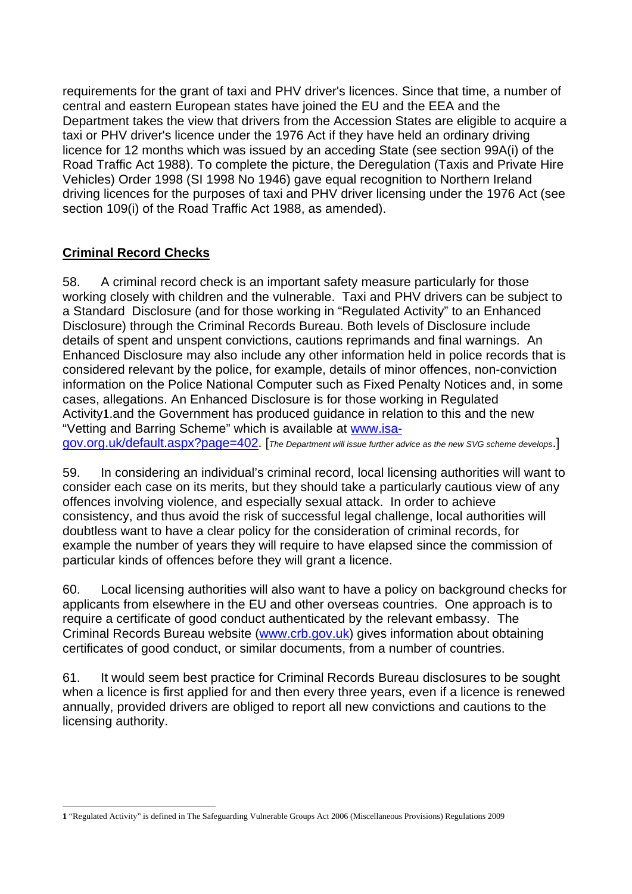requirements for the grant of taxi and PHV driver's licences. Since that time, a number of central and eastern European states have joined the EU and the EEA and the Department takes the view that drivers from the Accession States are eligible to acquire a taxi or PHV driver's licence under the 1976 Act if they have held an ordinary driving licence for 12 months which was issued by an acceding State (see section 99A(i) of the Road Traffic Act 1988). To complete the picture, the Deregulation (Taxis and Private Hire Vehicles) Order 1998 (SI 1998 No 1946) gave equal recognition to Northern Ireland driving licences for the purposes of taxi and PHV driver licensing under the 1976 Act (see section 109(i) of the Road Traffic Act 1988, as amended).

## Criminal Record Checks

58. A criminal record check is an important safety measure particularly for those working closely with children and the vulnerable. Taxi and PHV drivers can be subject to a Standard Disclosure (and for those working in "Regulated Activity" to an Enhanced Disclosure) through the Criminal Records Bureau. Both levels of Disclosure include details of spent and unspent convictions, cautions reprimands and final warnings. An Enhanced Disclosure may also include any other information held in police records that is considered relevant by the police, for example, details of minor offences, non-conviction information on the Police National Computer such as Fixed Penalty Notices and, in some cases, allegations. An Enhanced Disclosure is for those working in Regulated Activity[1].and the Government has produced guidance in relation to this and the new "Vetting and Barring Scheme" which is available at www.isa-gov.org.uk/default.aspx?page=402. [*The Department will issue further advice as the new SVG scheme develops*.]

59. In considering an individual's criminal record, local licensing authorities will want to consider each case on its merits, but they should take a particularly cautious view of any offences involving violence, and especially sexual attack. In order to achieve consistency, and thus avoid the risk of successful legal challenge, local authorities will doubtless want to have a clear policy for the consideration of criminal records, for example the number of years they will require to have elapsed since the commission of particular kinds of offences before they will grant a licence.

60. Local licensing authorities will also want to have a policy on background checks for applicants from elsewhere in the EU and other overseas countries. One approach is to require a certificate of good conduct authenticated by the relevant embassy. The Criminal Records Bureau website (www.crb.gov.uk) gives information about obtaining certificates of good conduct, or similar documents, from a number of countries.

61. It would seem best practice for Criminal Records Bureau disclosures to be sought when a licence is first applied for and then every three years, even if a licence is renewed annually, provided drivers are obliged to report all new convictions and cautions to the licensing authority.

---

[1] "Regulated Activity" is defined in The Safeguarding Vulnerable Groups Act 2006 (Miscellaneous Provisions) Regulations 2009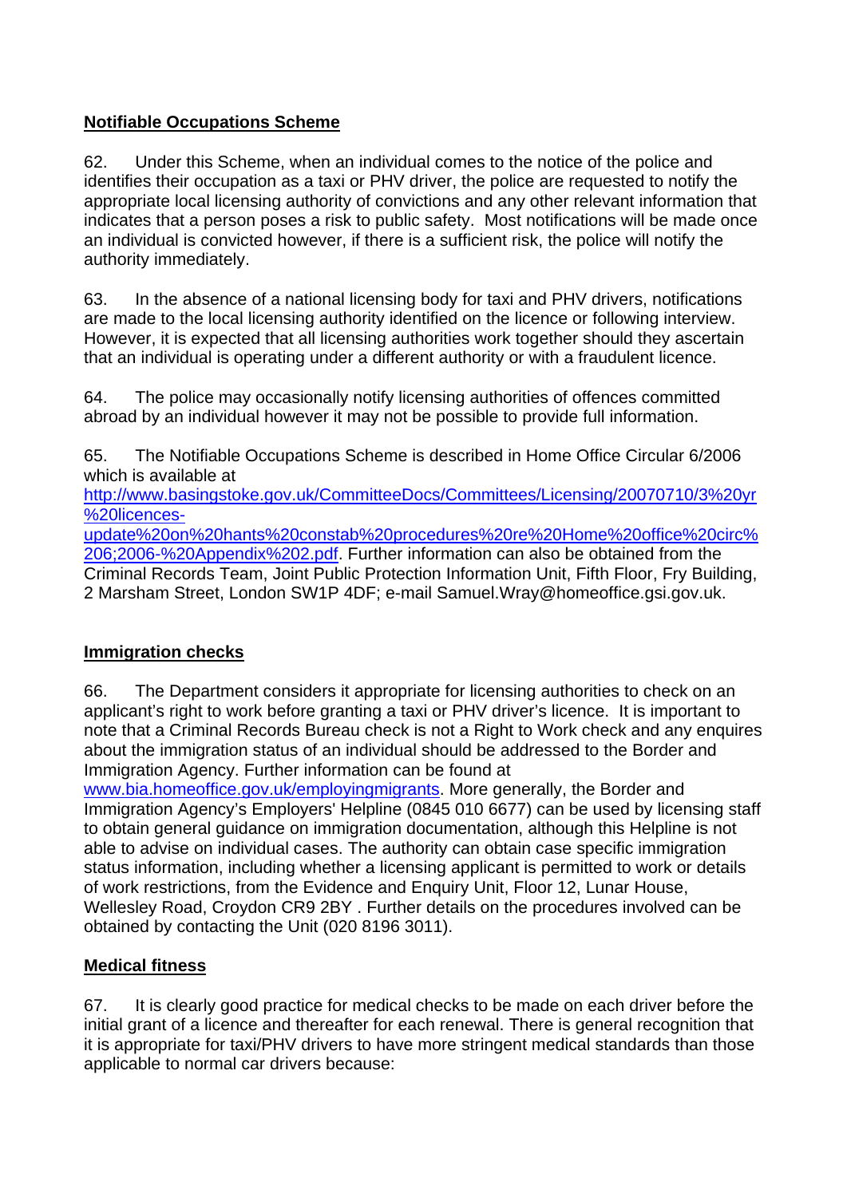**Notifiable Occupations Scheme**

62. Under this Scheme, when an individual comes to the notice of the police and identifies their occupation as a taxi or PHV driver, the police are requested to notify the appropriate local licensing authority of convictions and any other relevant information that indicates that a person poses a risk to public safety. Most notifications will be made once an individual is convicted however, if there is a sufficient risk, the police will notify the authority immediately.

63. In the absence of a national licensing body for taxi and PHV drivers, notifications are made to the local licensing authority identified on the licence or following interview. However, it is expected that all licensing authorities work together should they ascertain that an individual is operating under a different authority or with a fraudulent licence.

64. The police may occasionally notify licensing authorities of offences committed abroad by an individual however it may not be possible to provide full information.

65. The Notifiable Occupations Scheme is described in Home Office Circular 6/2006 which is available at http://www.basingstoke.gov.uk/CommitteeDocs/Committees/Licensing/20070710/3%20yr%20licences-update%20on%20hants%20constab%20procedures%20re%20Home%20office%20circ%206;2006-%20Appendix%202.pdf. Further information can also be obtained from the Criminal Records Team, Joint Public Protection Information Unit, Fifth Floor, Fry Building, 2 Marsham Street, London SW1P 4DF; e-mail Samuel.Wray@homeoffice.gsi.gov.uk.

**Immigration checks**

66. The Department considers it appropriate for licensing authorities to check on an applicant's right to work before granting a taxi or PHV driver's licence. It is important to note that a Criminal Records Bureau check is not a Right to Work check and any enquires about the immigration status of an individual should be addressed to the Border and Immigration Agency. Further information can be found at www.bia.homeoffice.gov.uk/employingmigrants. More generally, the Border and Immigration Agency's Employers' Helpline (0845 010 6677) can be used by licensing staff to obtain general guidance on immigration documentation, although this Helpline is not able to advise on individual cases. The authority can obtain case specific immigration status information, including whether a licensing applicant is permitted to work or details of work restrictions, from the Evidence and Enquiry Unit, Floor 12, Lunar House, Wellesley Road, Croydon CR9 2BY . Further details on the procedures involved can be obtained by contacting the Unit (020 8196 3011).

**Medical fitness**

67. It is clearly good practice for medical checks to be made on each driver before the initial grant of a licence and thereafter for each renewal. There is general recognition that it is appropriate for taxi/PHV drivers to have more stringent medical standards than those applicable to normal car drivers because: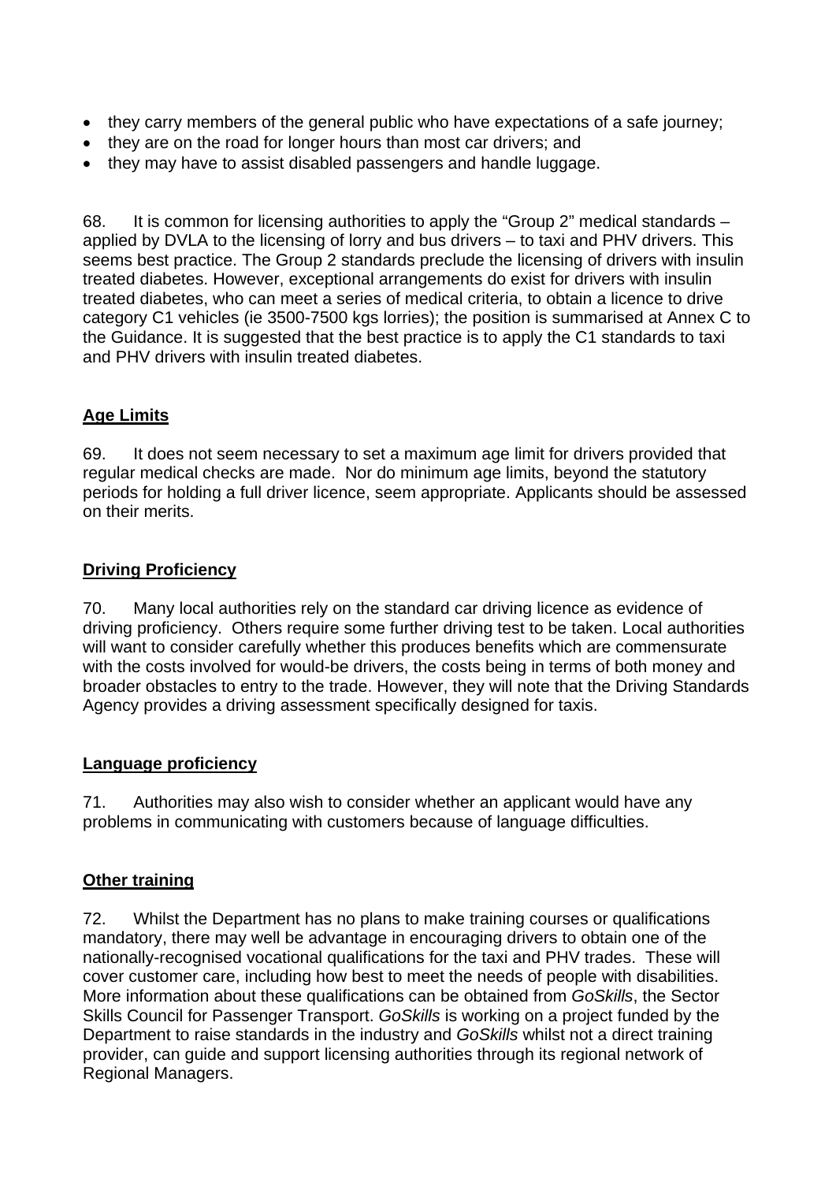- they carry members of the general public who have expectations of a safe journey;
- they are on the road for longer hours than most car drivers; and
- they may have to assist disabled passengers and handle luggage.

68. It is common for licensing authorities to apply the "Group 2" medical standards – applied by DVLA to the licensing of lorry and bus drivers – to taxi and PHV drivers. This seems best practice. The Group 2 standards preclude the licensing of drivers with insulin treated diabetes. However, exceptional arrangements do exist for drivers with insulin treated diabetes, who can meet a series of medical criteria, to obtain a licence to drive category C1 vehicles (ie 3500-7500 kgs lorries); the position is summarised at Annex C to the Guidance. It is suggested that the best practice is to apply the C1 standards to taxi and PHV drivers with insulin treated diabetes.

## Age Limits

69. It does not seem necessary to set a maximum age limit for drivers provided that regular medical checks are made. Nor do minimum age limits, beyond the statutory periods for holding a full driver licence, seem appropriate. Applicants should be assessed on their merits.

## Driving Proficiency

70. Many local authorities rely on the standard car driving licence as evidence of driving proficiency. Others require some further driving test to be taken. Local authorities will want to consider carefully whether this produces benefits which are commensurate with the costs involved for would-be drivers, the costs being in terms of both money and broader obstacles to entry to the trade. However, they will note that the Driving Standards Agency provides a driving assessment specifically designed for taxis.

## Language proficiency

71. Authorities may also wish to consider whether an applicant would have any problems in communicating with customers because of language difficulties.

## Other training

72. Whilst the Department has no plans to make training courses or qualifications mandatory, there may well be advantage in encouraging drivers to obtain one of the nationally-recognised vocational qualifications for the taxi and PHV trades. These will cover customer care, including how best to meet the needs of people with disabilities. More information about these qualifications can be obtained from *GoSkills*, the Sector Skills Council for Passenger Transport. *GoSkills* is working on a project funded by the Department to raise standards in the industry and *GoSkills* whilst not a direct training provider, can guide and support licensing authorities through its regional network of Regional Managers.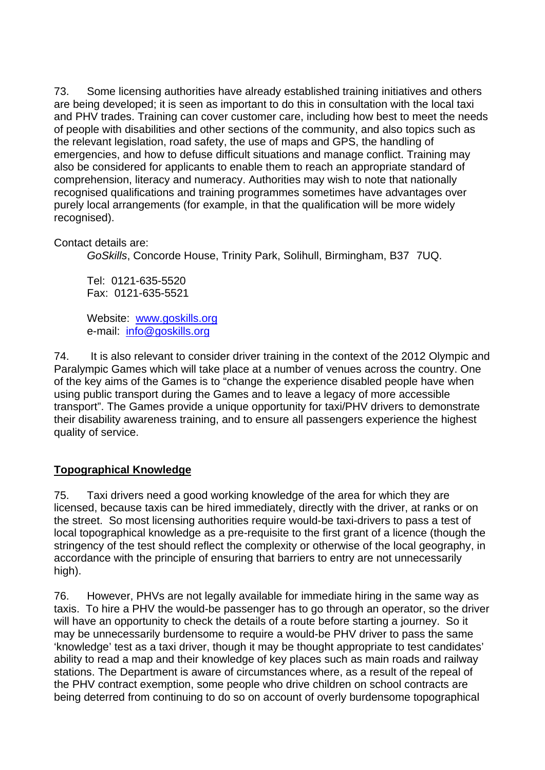73. Some licensing authorities have already established training initiatives and others are being developed; it is seen as important to do this in consultation with the local taxi and PHV trades. Training can cover customer care, including how best to meet the needs of people with disabilities and other sections of the community, and also topics such as the relevant legislation, road safety, the use of maps and GPS, the handling of emergencies, and how to defuse difficult situations and manage conflict. Training may also be considered for applicants to enable them to reach an appropriate standard of comprehension, literacy and numeracy. Authorities may wish to note that nationally recognised qualifications and training programmes sometimes have advantages over purely local arrangements (for example, in that the qualification will be more widely recognised).

Contact details are:

*GoSkills*, Concorde House, Trinity Park, Solihull, Birmingham, B37 7UQ.

Tel: 0121-635-5520
Fax: 0121-635-5521

Website: [www.goskills.org](www.goskills.org)
e-mail: [info@goskills.org](mailto:info@goskills.org)

74. It is also relevant to consider driver training in the context of the 2012 Olympic and Paralympic Games which will take place at a number of venues across the country. One of the key aims of the Games is to "change the experience disabled people have when using public transport during the Games and to leave a legacy of more accessible transport". The Games provide a unique opportunity for taxi/PHV drivers to demonstrate their disability awareness training, and to ensure all passengers experience the highest quality of service.

## Topographical Knowledge

75. Taxi drivers need a good working knowledge of the area for which they are licensed, because taxis can be hired immediately, directly with the driver, at ranks or on the street. So most licensing authorities require would-be taxi-drivers to pass a test of local topographical knowledge as a pre-requisite to the first grant of a licence (though the stringency of the test should reflect the complexity or otherwise of the local geography, in accordance with the principle of ensuring that barriers to entry are not unnecessarily high).

76. However, PHVs are not legally available for immediate hiring in the same way as taxis. To hire a PHV the would-be passenger has to go through an operator, so the driver will have an opportunity to check the details of a route before starting a journey. So it may be unnecessarily burdensome to require a would-be PHV driver to pass the same 'knowledge' test as a taxi driver, though it may be thought appropriate to test candidates' ability to read a map and their knowledge of key places such as main roads and railway stations. The Department is aware of circumstances where, as a result of the repeal of the PHV contract exemption, some people who drive children on school contracts are being deterred from continuing to do so on account of overly burdensome topographical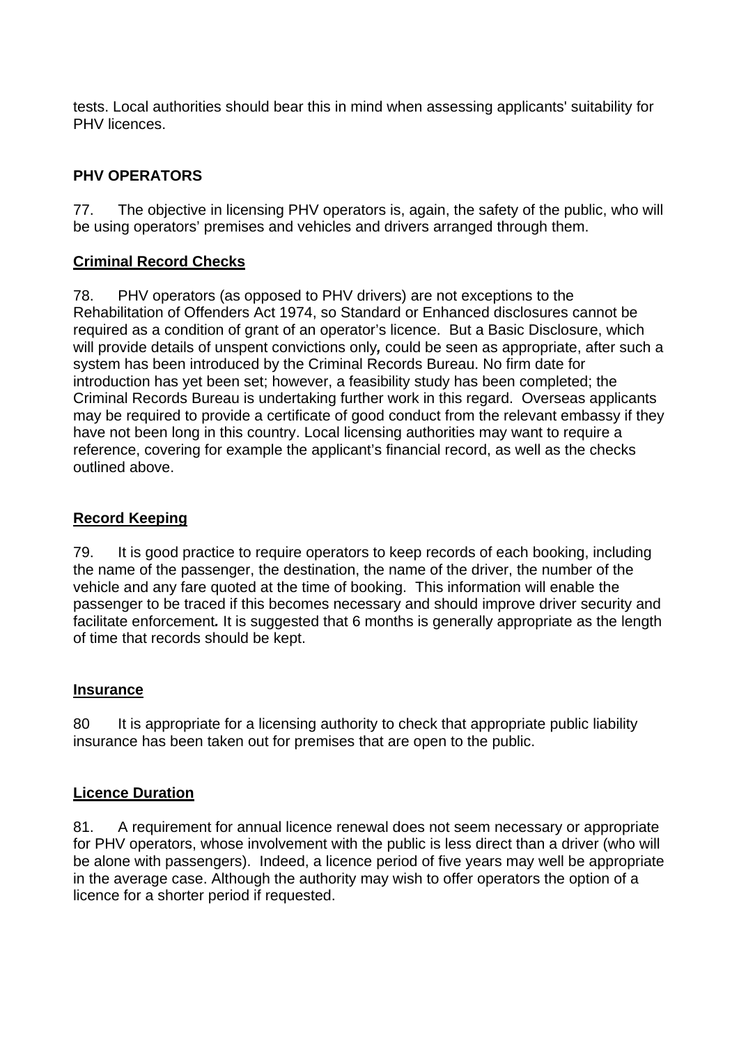tests. Local authorities should bear this in mind when assessing applicants' suitability for PHV licences.

## PHV OPERATORS

77. The objective in licensing PHV operators is, again, the safety of the public, who will be using operators' premises and vehicles and drivers arranged through them.

### Criminal Record Checks

78. PHV operators (as opposed to PHV drivers) are not exceptions to the Rehabilitation of Offenders Act 1974, so Standard or Enhanced disclosures cannot be required as a condition of grant of an operator's licence. But a Basic Disclosure, which will provide details of unspent convictions only***,*** could be seen as appropriate, after such a system has been introduced by the Criminal Records Bureau. No firm date for introduction has yet been set; however, a feasibility study has been completed; the Criminal Records Bureau is undertaking further work in this regard. Overseas applicants may be required to provide a certificate of good conduct from the relevant embassy if they have not been long in this country. Local licensing authorities may want to require a reference, covering for example the applicant's financial record, as well as the checks outlined above.

### Record Keeping

79. It is good practice to require operators to keep records of each booking, including the name of the passenger, the destination, the name of the driver, the number of the vehicle and any fare quoted at the time of booking. This information will enable the passenger to be traced if this becomes necessary and should improve driver security and facilitate enforcement***.*** It is suggested that 6 months is generally appropriate as the length of time that records should be kept.

### Insurance

80 It is appropriate for a licensing authority to check that appropriate public liability insurance has been taken out for premises that are open to the public.

### Licence Duration

81. A requirement for annual licence renewal does not seem necessary or appropriate for PHV operators, whose involvement with the public is less direct than a driver (who will be alone with passengers). Indeed, a licence period of five years may well be appropriate in the average case. Although the authority may wish to offer operators the option of a licence for a shorter period if requested.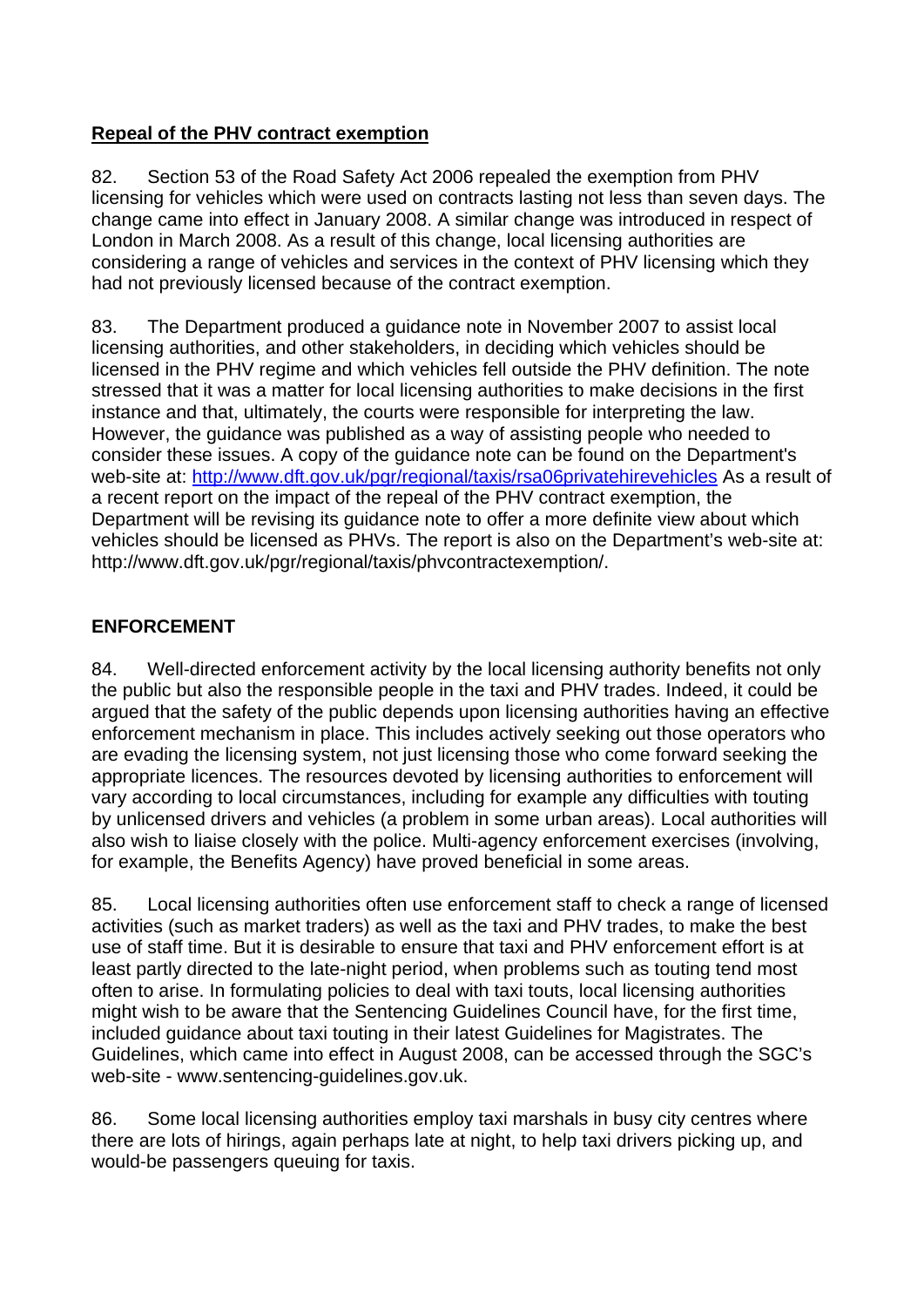**Repeal of the PHV contract exemption**

82. Section 53 of the Road Safety Act 2006 repealed the exemption from PHV licensing for vehicles which were used on contracts lasting not less than seven days. The change came into effect in January 2008. A similar change was introduced in respect of London in March 2008. As a result of this change, local licensing authorities are considering a range of vehicles and services in the context of PHV licensing which they had not previously licensed because of the contract exemption.

83. The Department produced a guidance note in November 2007 to assist local licensing authorities, and other stakeholders, in deciding which vehicles should be licensed in the PHV regime and which vehicles fell outside the PHV definition. The note stressed that it was a matter for local licensing authorities to make decisions in the first instance and that, ultimately, the courts were responsible for interpreting the law. However, the guidance was published as a way of assisting people who needed to consider these issues. A copy of the guidance note can be found on the Department's web-site at: [http://www.dft.gov.uk/pgr/regional/taxis/rsa06privatehirevehicles](http://www.dft.gov.uk/pgr/regional/taxis/rsa06privatehirevehicles) As a result of a recent report on the impact of the repeal of the PHV contract exemption, the Department will be revising its guidance note to offer a more definite view about which vehicles should be licensed as PHVs. The report is also on the Department's web-site at: http://www.dft.gov.uk/pgr/regional/taxis/phvcontractexemption/.

## ENFORCEMENT

84. Well-directed enforcement activity by the local licensing authority benefits not only the public but also the responsible people in the taxi and PHV trades. Indeed, it could be argued that the safety of the public depends upon licensing authorities having an effective enforcement mechanism in place. This includes actively seeking out those operators who are evading the licensing system, not just licensing those who come forward seeking the appropriate licences. The resources devoted by licensing authorities to enforcement will vary according to local circumstances, including for example any difficulties with touting by unlicensed drivers and vehicles (a problem in some urban areas). Local authorities will also wish to liaise closely with the police. Multi-agency enforcement exercises (involving, for example, the Benefits Agency) have proved beneficial in some areas.

85. Local licensing authorities often use enforcement staff to check a range of licensed activities (such as market traders) as well as the taxi and PHV trades, to make the best use of staff time. But it is desirable to ensure that taxi and PHV enforcement effort is at least partly directed to the late-night period, when problems such as touting tend most often to arise. In formulating policies to deal with taxi touts, local licensing authorities might wish to be aware that the Sentencing Guidelines Council have, for the first time, included guidance about taxi touting in their latest Guidelines for Magistrates. The Guidelines, which came into effect in August 2008, can be accessed through the SGC's web-site - www.sentencing-guidelines.gov.uk.

86. Some local licensing authorities employ taxi marshals in busy city centres where there are lots of hirings, again perhaps late at night, to help taxi drivers picking up, and would-be passengers queuing for taxis.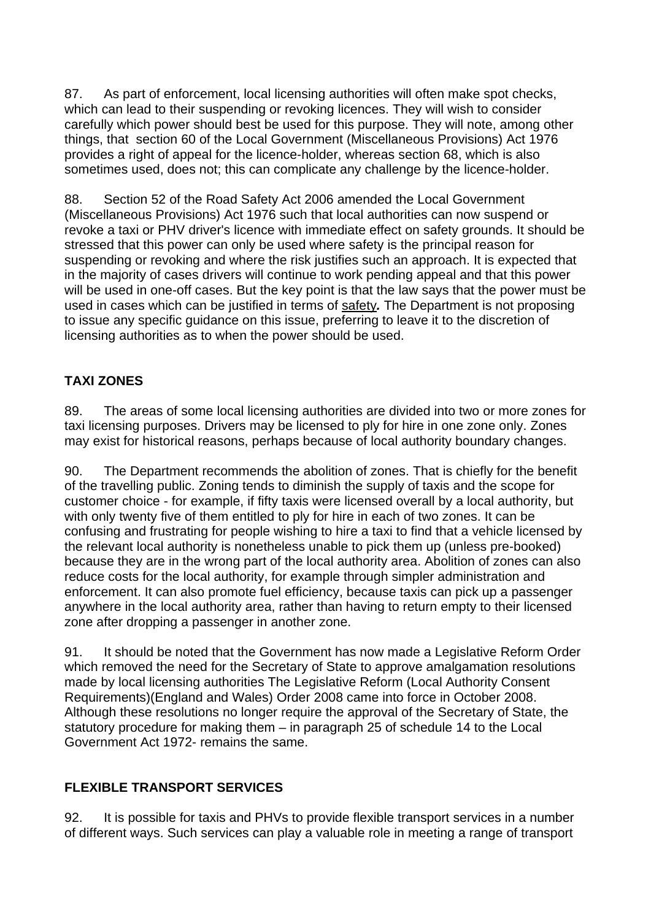87. As part of enforcement, local licensing authorities will often make spot checks, which can lead to their suspending or revoking licences. They will wish to consider carefully which power should best be used for this purpose. They will note, among other things, that section 60 of the Local Government (Miscellaneous Provisions) Act 1976 provides a right of appeal for the licence-holder, whereas section 68, which is also sometimes used, does not; this can complicate any challenge by the licence-holder.

88. Section 52 of the Road Safety Act 2006 amended the Local Government (Miscellaneous Provisions) Act 1976 such that local authorities can now suspend or revoke a taxi or PHV driver's licence with immediate effect on safety grounds. It should be stressed that this power can only be used where safety is the principal reason for suspending or revoking and where the risk justifies such an approach. It is expected that in the majority of cases drivers will continue to work pending appeal and that this power will be used in one-off cases. But the key point is that the law says that the power must be used in cases which can be justified in terms of <u>safety</u>**.** The Department is not proposing to issue any specific guidance on this issue, preferring to leave it to the discretion of licensing authorities as to when the power should be used.

## TAXI ZONES

89. The areas of some local licensing authorities are divided into two or more zones for taxi licensing purposes. Drivers may be licensed to ply for hire in one zone only. Zones may exist for historical reasons, perhaps because of local authority boundary changes.

90. The Department recommends the abolition of zones. That is chiefly for the benefit of the travelling public. Zoning tends to diminish the supply of taxis and the scope for customer choice - for example, if fifty taxis were licensed overall by a local authority, but with only twenty five of them entitled to ply for hire in each of two zones. It can be confusing and frustrating for people wishing to hire a taxi to find that a vehicle licensed by the relevant local authority is nonetheless unable to pick them up (unless pre-booked) because they are in the wrong part of the local authority area. Abolition of zones can also reduce costs for the local authority, for example through simpler administration and enforcement. It can also promote fuel efficiency, because taxis can pick up a passenger anywhere in the local authority area, rather than having to return empty to their licensed zone after dropping a passenger in another zone.

91. It should be noted that the Government has now made a Legislative Reform Order which removed the need for the Secretary of State to approve amalgamation resolutions made by local licensing authorities The Legislative Reform (Local Authority Consent Requirements)(England and Wales) Order 2008 came into force in October 2008. Although these resolutions no longer require the approval of the Secretary of State, the statutory procedure for making them – in paragraph 25 of schedule 14 to the Local Government Act 1972- remains the same.

## FLEXIBLE TRANSPORT SERVICES

92. It is possible for taxis and PHVs to provide flexible transport services in a number of different ways. Such services can play a valuable role in meeting a range of transport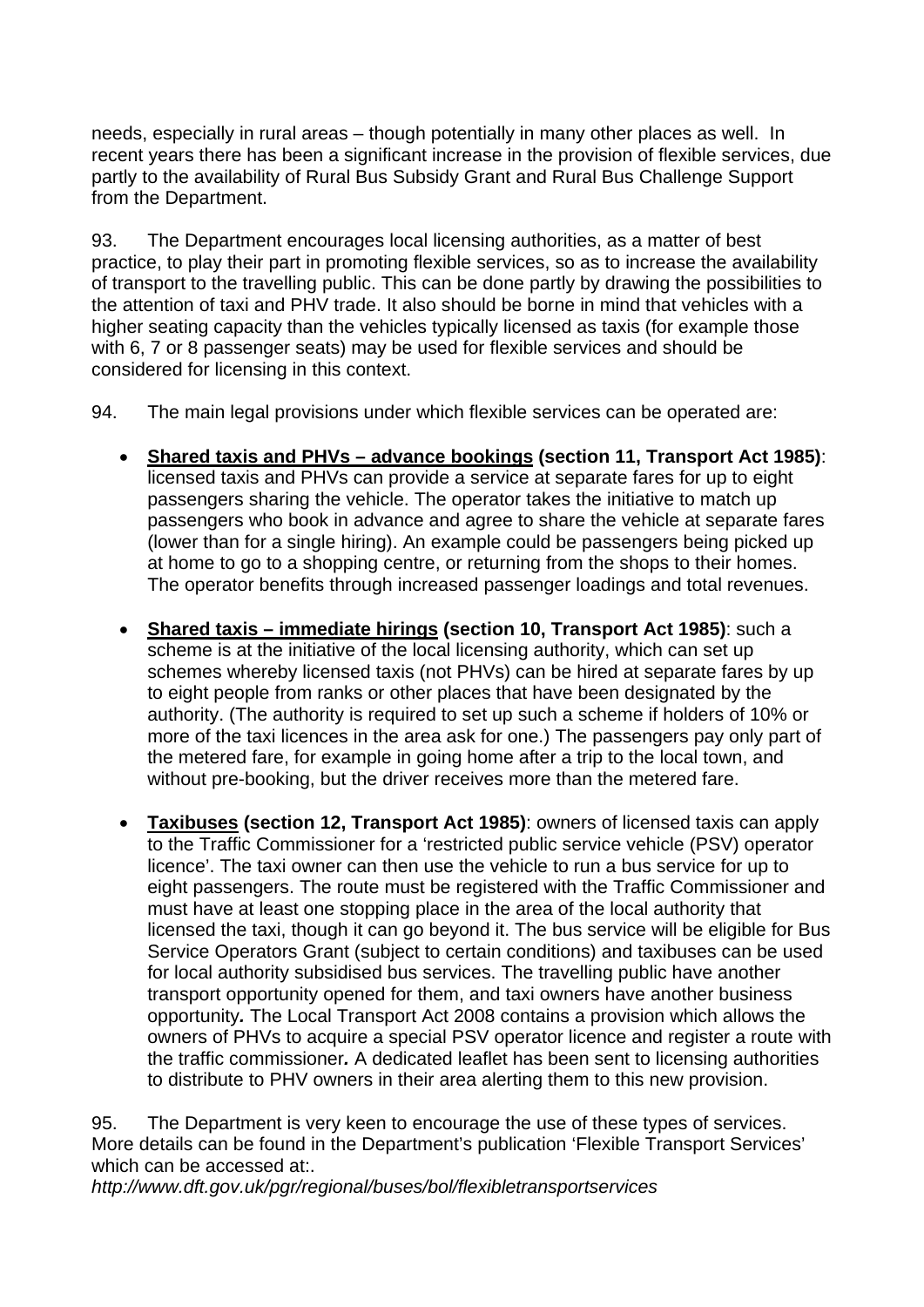needs, especially in rural areas – though potentially in many other places as well. In recent years there has been a significant increase in the provision of flexible services, due partly to the availability of Rural Bus Subsidy Grant and Rural Bus Challenge Support from the Department.

93. The Department encourages local licensing authorities, as a matter of best practice, to play their part in promoting flexible services, so as to increase the availability of transport to the travelling public. This can be done partly by drawing the possibilities to the attention of taxi and PHV trade. It also should be borne in mind that vehicles with a higher seating capacity than the vehicles typically licensed as taxis (for example those with 6, 7 or 8 passenger seats) may be used for flexible services and should be considered for licensing in this context.

94. The main legal provisions under which flexible services can be operated are:

- **Shared taxis and PHVs – advance bookings (section 11, Transport Act 1985)**: licensed taxis and PHVs can provide a service at separate fares for up to eight passengers sharing the vehicle. The operator takes the initiative to match up passengers who book in advance and agree to share the vehicle at separate fares (lower than for a single hiring). An example could be passengers being picked up at home to go to a shopping centre, or returning from the shops to their homes. The operator benefits through increased passenger loadings and total revenues.

- **Shared taxis – immediate hirings (section 10, Transport Act 1985)**: such a scheme is at the initiative of the local licensing authority, which can set up schemes whereby licensed taxis (not PHVs) can be hired at separate fares by up to eight people from ranks or other places that have been designated by the authority. (The authority is required to set up such a scheme if holders of 10% or more of the taxi licences in the area ask for one.) The passengers pay only part of the metered fare, for example in going home after a trip to the local town, and without pre-booking, but the driver receives more than the metered fare.

- **Taxibuses (section 12, Transport Act 1985)**: owners of licensed taxis can apply to the Traffic Commissioner for a 'restricted public service vehicle (PSV) operator licence'. The taxi owner can then use the vehicle to run a bus service for up to eight passengers. The route must be registered with the Traffic Commissioner and must have at least one stopping place in the area of the local authority that licensed the taxi, though it can go beyond it. The bus service will be eligible for Bus Service Operators Grant (subject to certain conditions) and taxibuses can be used for local authority subsidised bus services. The travelling public have another transport opportunity opened for them, and taxi owners have another business opportunity***.*** The Local Transport Act 2008 contains a provision which allows the owners of PHVs to acquire a special PSV operator licence and register a route with the traffic commissioner***.*** A dedicated leaflet has been sent to licensing authorities to distribute to PHV owners in their area alerting them to this new provision.

95. The Department is very keen to encourage the use of these types of services. More details can be found in the Department's publication 'Flexible Transport Services' which can be accessed at:.
*http://www.dft.gov.uk/pgr/regional/buses/bol/flexibletransportservices*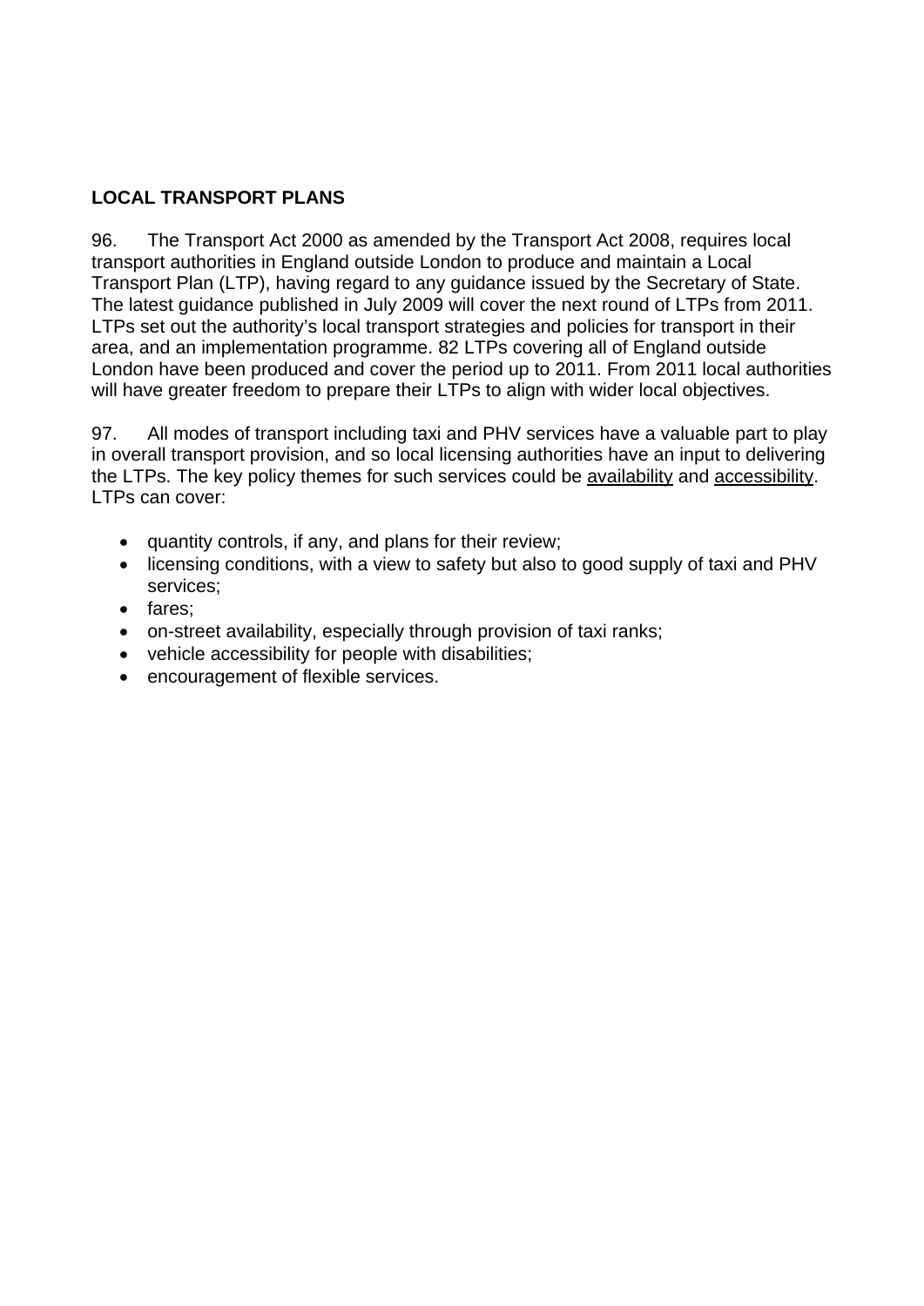## LOCAL TRANSPORT PLANS

96. The Transport Act 2000 as amended by the Transport Act 2008, requires local transport authorities in England outside London to produce and maintain a Local Transport Plan (LTP), having regard to any guidance issued by the Secretary of State. The latest guidance published in July 2009 will cover the next round of LTPs from 2011. LTPs set out the authority's local transport strategies and policies for transport in their area, and an implementation programme. 82 LTPs covering all of England outside London have been produced and cover the period up to 2011. From 2011 local authorities will have greater freedom to prepare their LTPs to align with wider local objectives.

97. All modes of transport including taxi and PHV services have a valuable part to play in overall transport provision, and so local licensing authorities have an input to delivering the LTPs. The key policy themes for such services could be <u>availability</u> and <u>accessibility</u>. LTPs can cover:

- quantity controls, if any, and plans for their review;
- licensing conditions, with a view to safety but also to good supply of taxi and PHV services;
- fares;
- on-street availability, especially through provision of taxi ranks;
- vehicle accessibility for people with disabilities;
- encouragement of flexible services.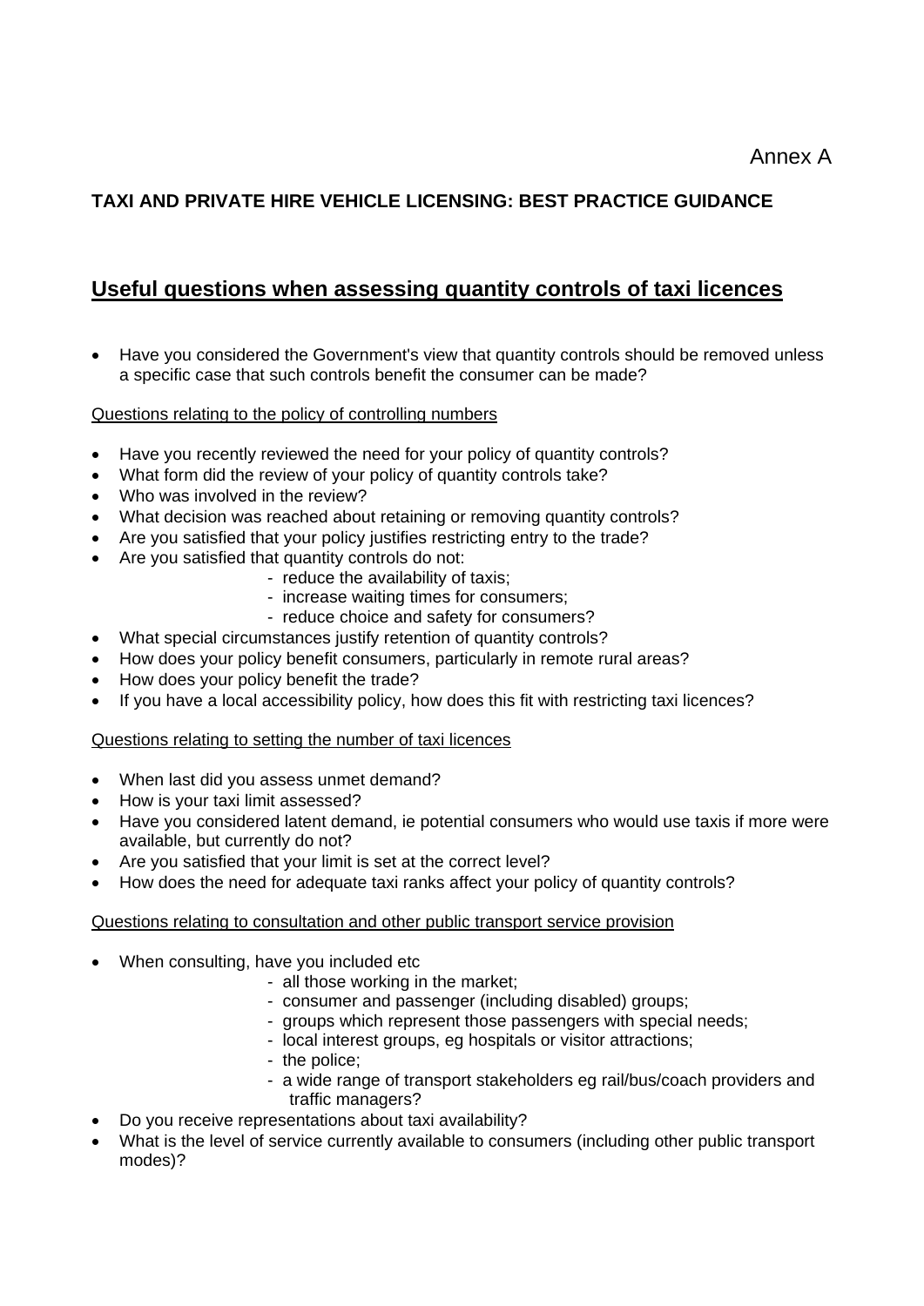Annex A

**TAXI AND PRIVATE HIRE VEHICLE LICENSING: BEST PRACTICE GUIDANCE**

## Useful questions when assessing quantity controls of taxi licences

- Have you considered the Government's view that quantity controls should be removed unless a specific case that such controls benefit the consumer can be made?

Questions relating to the policy of controlling numbers

- Have you recently reviewed the need for your policy of quantity controls?
- What form did the review of your policy of quantity controls take?
- Who was involved in the review?
- What decision was reached about retaining or removing quantity controls?
- Are you satisfied that your policy justifies restricting entry to the trade?
- Are you satisfied that quantity controls do not:
  - reduce the availability of taxis;
  - increase waiting times for consumers;
  - reduce choice and safety for consumers?
- What special circumstances justify retention of quantity controls?
- How does your policy benefit consumers, particularly in remote rural areas?
- How does your policy benefit the trade?
- If you have a local accessibility policy, how does this fit with restricting taxi licences?

Questions relating to setting the number of taxi licences

- When last did you assess unmet demand?
- How is your taxi limit assessed?
- Have you considered latent demand, ie potential consumers who would use taxis if more were available, but currently do not?
- Are you satisfied that your limit is set at the correct level?
- How does the need for adequate taxi ranks affect your policy of quantity controls?

Questions relating to consultation and other public transport service provision

- When consulting, have you included etc
  - all those working in the market;
  - consumer and passenger (including disabled) groups;
  - groups which represent those passengers with special needs;
  - local interest groups, eg hospitals or visitor attractions;
  - the police;
  - a wide range of transport stakeholders eg rail/bus/coach providers and traffic managers?
- Do you receive representations about taxi availability?
- What is the level of service currently available to consumers (including other public transport modes)?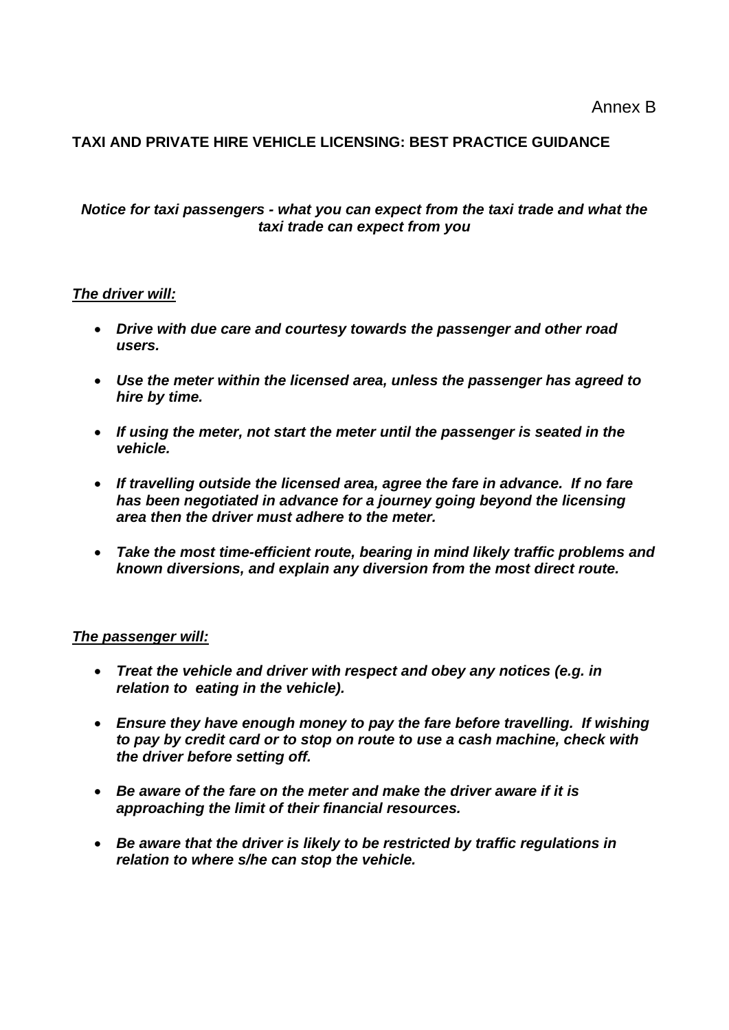Annex B

## TAXI AND PRIVATE HIRE VEHICLE LICENSING: BEST PRACTICE GUIDANCE

***Notice for taxi passengers - what you can expect from the taxi trade and what the taxi trade can expect from you***

***The driver will:***

- ***Drive with due care and courtesy towards the passenger and other road users.***
- ***Use the meter within the licensed area, unless the passenger has agreed to hire by time.***
- ***If using the meter, not start the meter until the passenger is seated in the vehicle.***
- ***If travelling outside the licensed area, agree the fare in advance. If no fare has been negotiated in advance for a journey going beyond the licensing area then the driver must adhere to the meter.***
- ***Take the most time-efficient route, bearing in mind likely traffic problems and known diversions, and explain any diversion from the most direct route.***

***The passenger will:***

- ***Treat the vehicle and driver with respect and obey any notices (e.g. in relation to eating in the vehicle).***
- ***Ensure they have enough money to pay the fare before travelling. If wishing to pay by credit card or to stop on route to use a cash machine, check with the driver before setting off.***
- ***Be aware of the fare on the meter and make the driver aware if it is approaching the limit of their financial resources.***
- ***Be aware that the driver is likely to be restricted by traffic regulations in relation to where s/he can stop the vehicle.***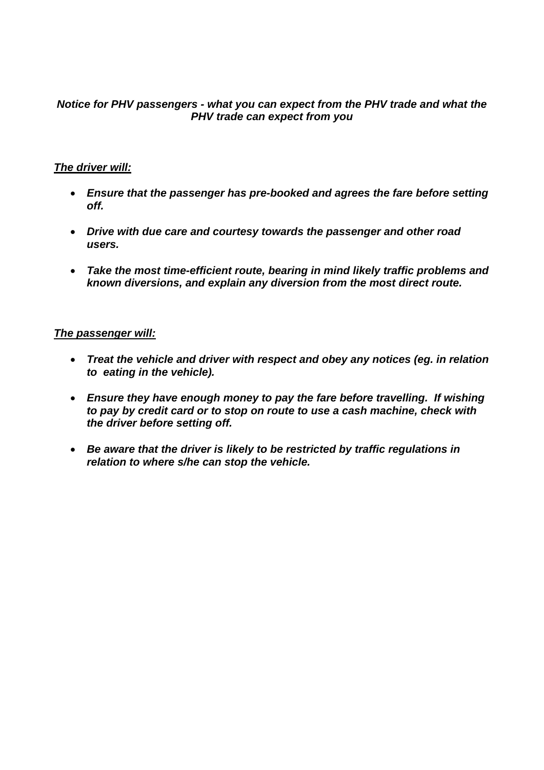***Notice for PHV passengers - what you can expect from the PHV trade and what the PHV trade can expect from you***

***<u>The driver will:</u>***

- ***Ensure that the passenger has pre-booked and agrees the fare before setting off.***

- ***Drive with due care and courtesy towards the passenger and other road users.***

- ***Take the most time-efficient route, bearing in mind likely traffic problems and known diversions, and explain any diversion from the most direct route.***

***<u>The passenger will:</u>***

- ***Treat the vehicle and driver with respect and obey any notices (eg. in relation to eating in the vehicle).***

- ***Ensure they have enough money to pay the fare before travelling. If wishing to pay by credit card or to stop on route to use a cash machine, check with the driver before setting off.***

- ***Be aware that the driver is likely to be restricted by traffic regulations in relation to where s/he can stop the vehicle.***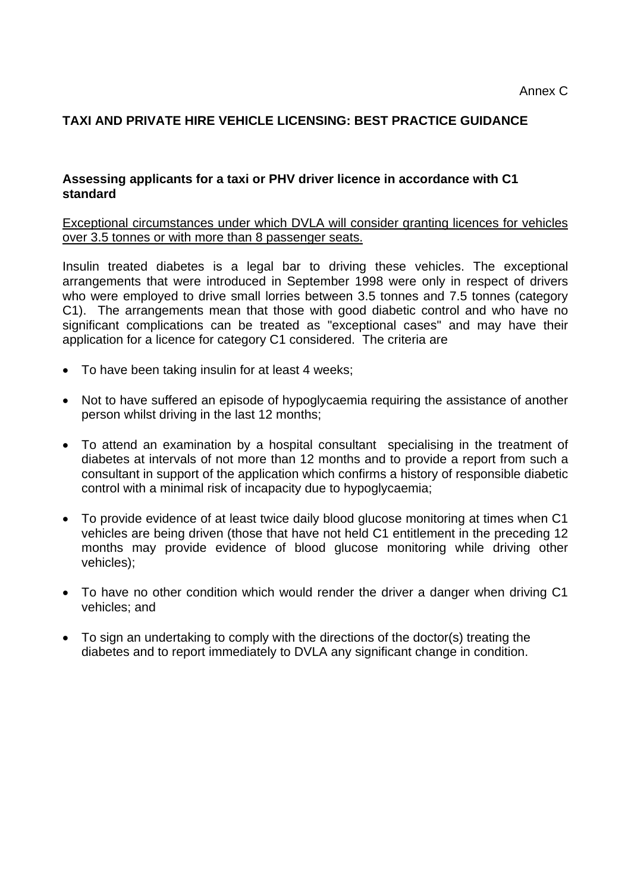Annex C

## TAXI AND PRIVATE HIRE VEHICLE LICENSING: BEST PRACTICE GUIDANCE

### Assessing applicants for a taxi or PHV driver licence in accordance with C1 standard

<u>Exceptional circumstances under which DVLA will consider granting licences for vehicles over 3.5 tonnes or with more than 8 passenger seats.</u>

Insulin treated diabetes is a legal bar to driving these vehicles. The exceptional arrangements that were introduced in September 1998 were only in respect of drivers who were employed to drive small lorries between 3.5 tonnes and 7.5 tonnes (category C1). The arrangements mean that those with good diabetic control and who have no significant complications can be treated as "exceptional cases" and may have their application for a licence for category C1 considered. The criteria are

- To have been taking insulin for at least 4 weeks;
- Not to have suffered an episode of hypoglycaemia requiring the assistance of another person whilst driving in the last 12 months;
- To attend an examination by a hospital consultant specialising in the treatment of diabetes at intervals of not more than 12 months and to provide a report from such a consultant in support of the application which confirms a history of responsible diabetic control with a minimal risk of incapacity due to hypoglycaemia;
- To provide evidence of at least twice daily blood glucose monitoring at times when C1 vehicles are being driven (those that have not held C1 entitlement in the preceding 12 months may provide evidence of blood glucose monitoring while driving other vehicles);
- To have no other condition which would render the driver a danger when driving C1 vehicles; and
- To sign an undertaking to comply with the directions of the doctor(s) treating the diabetes and to report immediately to DVLA any significant change in condition.